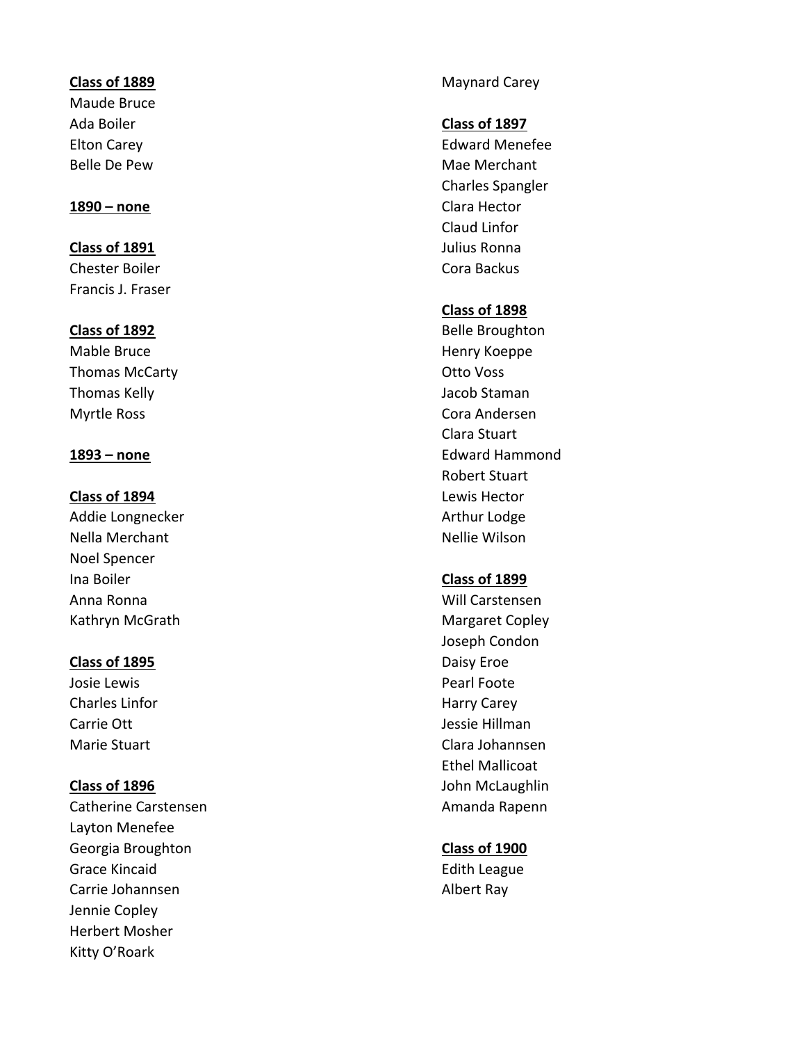**Class of 1889**

Maude Bruce
Ada Boiler
Elton Carey
Belle De Pew

**1890 – none**

**Class of 1891**

Chester Boiler
Francis J. Fraser

**Class of 1892**

Mable Bruce
Thomas McCarty
Thomas Kelly
Myrtle Ross

**1893 – none**

**Class of 1894**

Addie Longnecker
Nella Merchant
Noel Spencer
Ina Boiler
Anna Ronna
Kathryn McGrath

**Class of 1895**

Josie Lewis
Charles Linfor
Carrie Ott
Marie Stuart

**Class of 1896**

Catherine Carstensen
Layton Menefee
Georgia Broughton
Grace Kincaid
Carrie Johannsen
Jennie Copley
Herbert Mosher
Kitty O'Roark
Maynard Carey

**Class of 1897**

Edward Menefee
Mae Merchant
Charles Spangler
Clara Hector
Claud Linfor
Julius Ronna
Cora Backus

**Class of 1898**

Belle Broughton
Henry Koeppe
Otto Voss
Jacob Staman
Cora Andersen
Clara Stuart
Edward Hammond
Robert Stuart
Lewis Hector
Arthur Lodge
Nellie Wilson

**Class of 1899**

Will Carstensen
Margaret Copley
Joseph Condon
Daisy Eroe
Pearl Foote
Harry Carey
Jessie Hillman
Clara Johannsen
Ethel Mallicoat
John McLaughlin
Amanda Rapenn

**Class of 1900**

Edith League
Albert Ray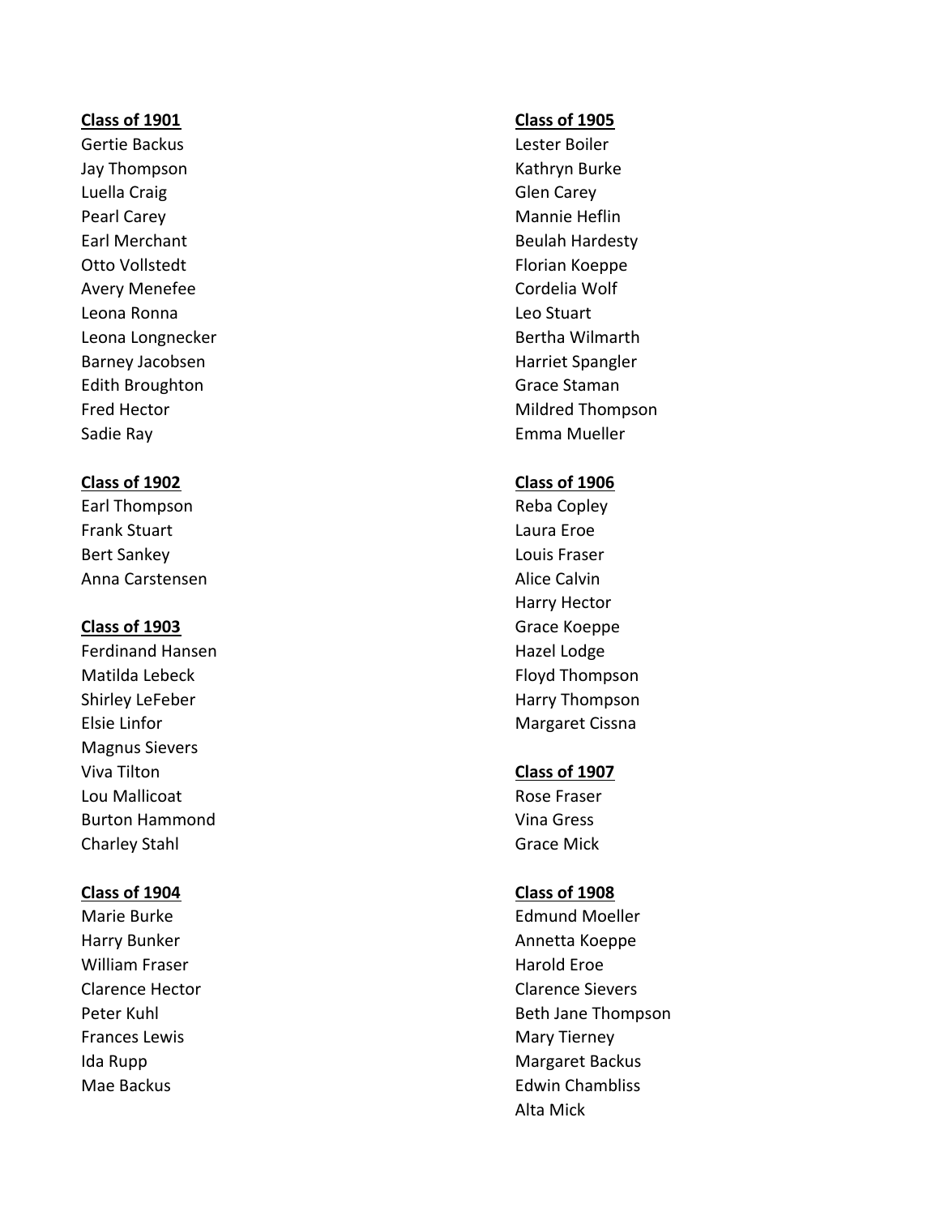**Class of 1901**

Gertie Backus
Jay Thompson
Luella Craig
Pearl Carey
Earl Merchant
Otto Vollstedt
Avery Menefee
Leona Ronna
Leona Longnecker
Barney Jacobsen
Edith Broughton
Fred Hector
Sadie Ray

**Class of 1902**

Earl Thompson
Frank Stuart
Bert Sankey
Anna Carstensen

**Class of 1903**

Ferdinand Hansen
Matilda Lebeck
Shirley LeFeber
Elsie Linfor
Magnus Sievers
Viva Tilton
Lou Mallicoat
Burton Hammond
Charley Stahl

**Class of 1904**

Marie Burke
Harry Bunker
William Fraser
Clarence Hector
Peter Kuhl
Frances Lewis
Ida Rupp
Mae Backus

**Class of 1905**

Lester Boiler
Kathryn Burke
Glen Carey
Mannie Heflin
Beulah Hardesty
Florian Koeppe
Cordelia Wolf
Leo Stuart
Bertha Wilmarth
Harriet Spangler
Grace Staman
Mildred Thompson
Emma Mueller

**Class of 1906**

Reba Copley
Laura Eroe
Louis Fraser
Alice Calvin
Harry Hector
Grace Koeppe
Hazel Lodge
Floyd Thompson
Harry Thompson
Margaret Cissna

**Class of 1907**

Rose Fraser
Vina Gress
Grace Mick

**Class of 1908**

Edmund Moeller
Annetta Koeppe
Harold Eroe
Clarence Sievers
Beth Jane Thompson
Mary Tierney
Margaret Backus
Edwin Chambliss
Alta Mick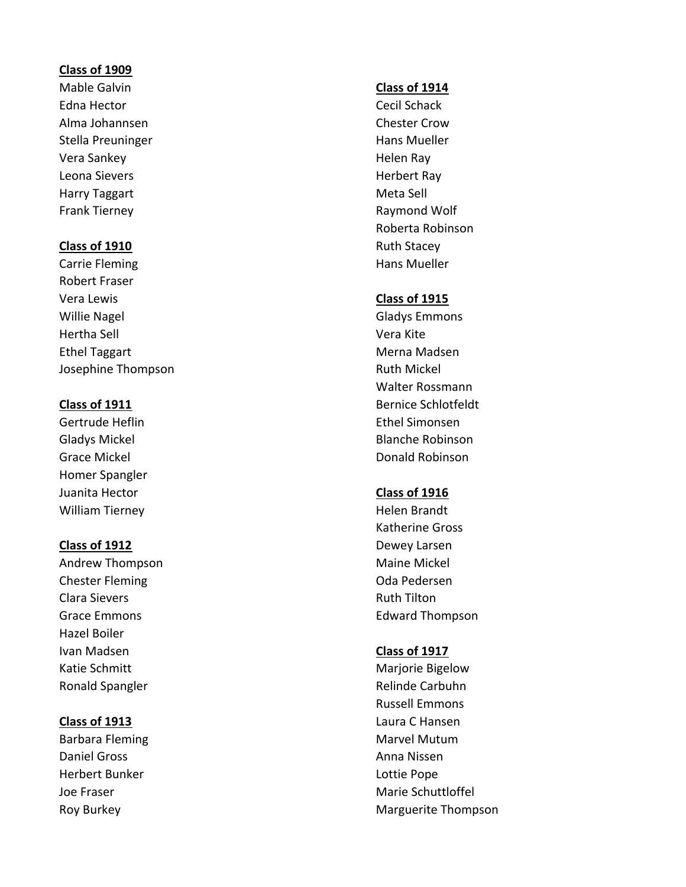**Class of 1909**

Mable Galvin
Edna Hector
Alma Johannsen
Stella Preuninger
Vera Sankey
Leona Sievers
Harry Taggart
Frank Tierney

**Class of 1910**

Carrie Fleming
Robert Fraser
Vera Lewis
Willie Nagel
Hertha Sell
Ethel Taggart
Josephine Thompson

**Class of 1911**

Gertrude Heflin
Gladys Mickel
Grace Mickel
Homer Spangler
Juanita Hector
William Tierney

**Class of 1912**

Andrew Thompson
Chester Fleming
Clara Sievers
Grace Emmons
Hazel Boiler
Ivan Madsen
Katie Schmitt
Ronald Spangler

**Class of 1913**

Barbara Fleming
Daniel Gross
Herbert Bunker
Joe Fraser
Roy Burkey

**Class of 1914**

Cecil Schack
Chester Crow
Hans Mueller
Helen Ray
Herbert Ray
Meta Sell
Raymond Wolf
Roberta Robinson
Ruth Stacey
Hans Mueller

**Class of 1915**

Gladys Emmons
Vera Kite
Merna Madsen
Ruth Mickel
Walter Rossmann
Bernice Schlotfeldt
Ethel Simonsen
Blanche Robinson
Donald Robinson

**Class of 1916**

Helen Brandt
Katherine Gross
Dewey Larsen
Maine Mickel
Oda Pedersen
Ruth Tilton
Edward Thompson

**Class of 1917**

Marjorie Bigelow
Relinde Carbuhn
Russell Emmons
Laura C Hansen
Marvel Mutum
Anna Nissen
Lottie Pope
Marie Schuttloffel
Marguerite Thompson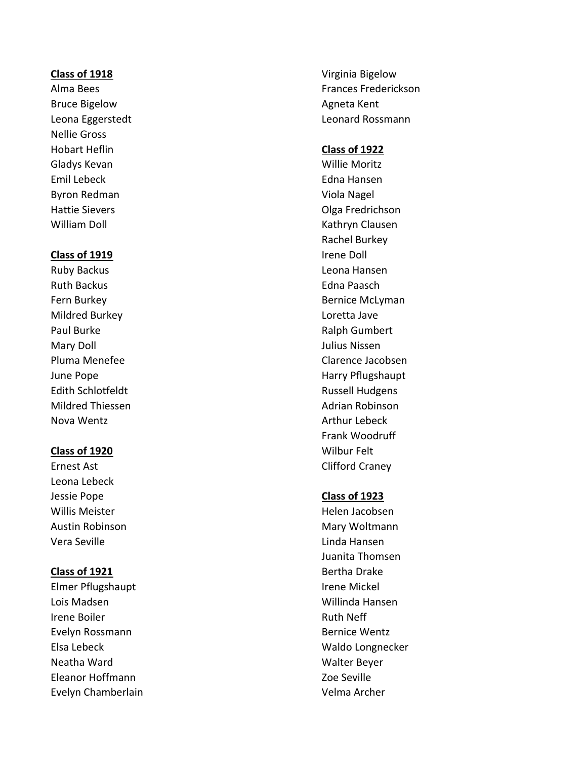**Class of 1918**

Alma Bees
Bruce Bigelow
Leona Eggerstedt
Nellie Gross
Hobart Heflin
Gladys Kevan
Emil Lebeck
Byron Redman
Hattie Sievers
William Doll

**Class of 1919**

Ruby Backus
Ruth Backus
Fern Burkey
Mildred Burkey
Paul Burke
Mary Doll
Pluma Menefee
June Pope
Edith Schlotfeldt
Mildred Thiessen
Nova Wentz

**Class of 1920**

Ernest Ast
Leona Lebeck
Jessie Pope
Willis Meister
Austin Robinson
Vera Seville

**Class of 1921**

Elmer Pflugshaupt
Lois Madsen
Irene Boiler
Evelyn Rossmann
Elsa Lebeck
Neatha Ward
Eleanor Hoffmann
Evelyn Chamberlain
Virginia Bigelow
Frances Frederickson
Agneta Kent
Leonard Rossmann

**Class of 1922**

Willie Moritz
Edna Hansen
Viola Nagel
Olga Fredrichson
Kathryn Clausen
Rachel Burkey
Irene Doll
Leona Hansen
Edna Paasch
Bernice McLyman
Loretta Jave
Ralph Gumbert
Julius Nissen
Clarence Jacobsen
Harry Pflugshaupt
Russell Hudgens
Adrian Robinson
Arthur Lebeck
Frank Woodruff
Wilbur Felt
Clifford Craney

**Class of 1923**

Helen Jacobsen
Mary Woltmann
Linda Hansen
Juanita Thomsen
Bertha Drake
Irene Mickel
Willinda Hansen
Ruth Neff
Bernice Wentz
Waldo Longnecker
Walter Beyer
Zoe Seville
Velma Archer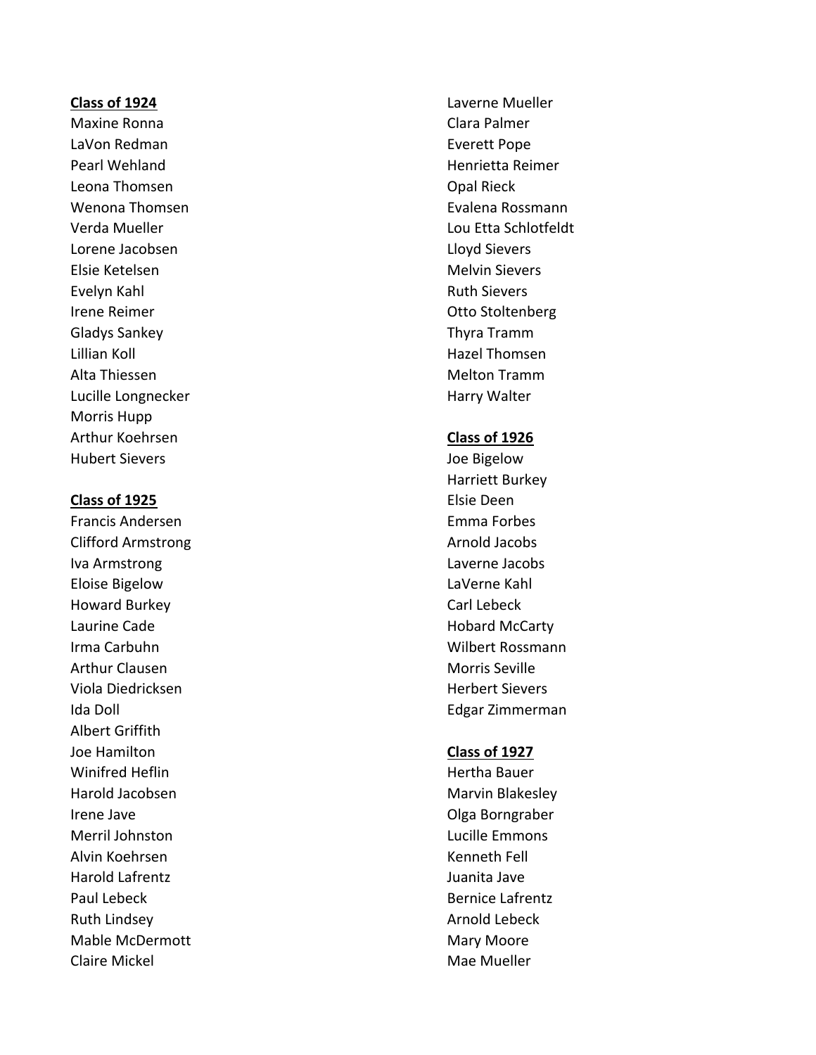**Class of 1924**

Maxine Ronna
LaVon Redman
Pearl Wehland
Leona Thomsen
Wenona Thomsen
Verda Mueller
Lorene Jacobsen
Elsie Ketelsen
Evelyn Kahl
Irene Reimer
Gladys Sankey
Lillian Koll
Alta Thiessen
Lucille Longnecker
Morris Hupp
Arthur Koehrsen
Hubert Sievers

**Class of 1925**

Francis Andersen
Clifford Armstrong
Iva Armstrong
Eloise Bigelow
Howard Burkey
Laurine Cade
Irma Carbuhn
Arthur Clausen
Viola Diedricksen
Ida Doll
Albert Griffith
Joe Hamilton
Winifred Heflin
Harold Jacobsen
Irene Jave
Merril Johnston
Alvin Koehrsen
Harold Lafrentz
Paul Lebeck
Ruth Lindsey
Mable McDermott
Claire Mickel
Laverne Mueller
Clara Palmer
Everett Pope
Henrietta Reimer
Opal Rieck
Evalena Rossmann
Lou Etta Schlotfeldt
Lloyd Sievers
Melvin Sievers
Ruth Sievers
Otto Stoltenberg
Thyra Tramm
Hazel Thomsen
Melton Tramm
Harry Walter

**Class of 1926**

Joe Bigelow
Harriett Burkey
Elsie Deen
Emma Forbes
Arnold Jacobs
Laverne Jacobs
LaVerne Kahl
Carl Lebeck
Hobard McCarty
Wilbert Rossmann
Morris Seville
Herbert Sievers
Edgar Zimmerman

**Class of 1927**

Hertha Bauer
Marvin Blakesley
Olga Borngraber
Lucille Emmons
Kenneth Fell
Juanita Jave
Bernice Lafrentz
Arnold Lebeck
Mary Moore
Mae Mueller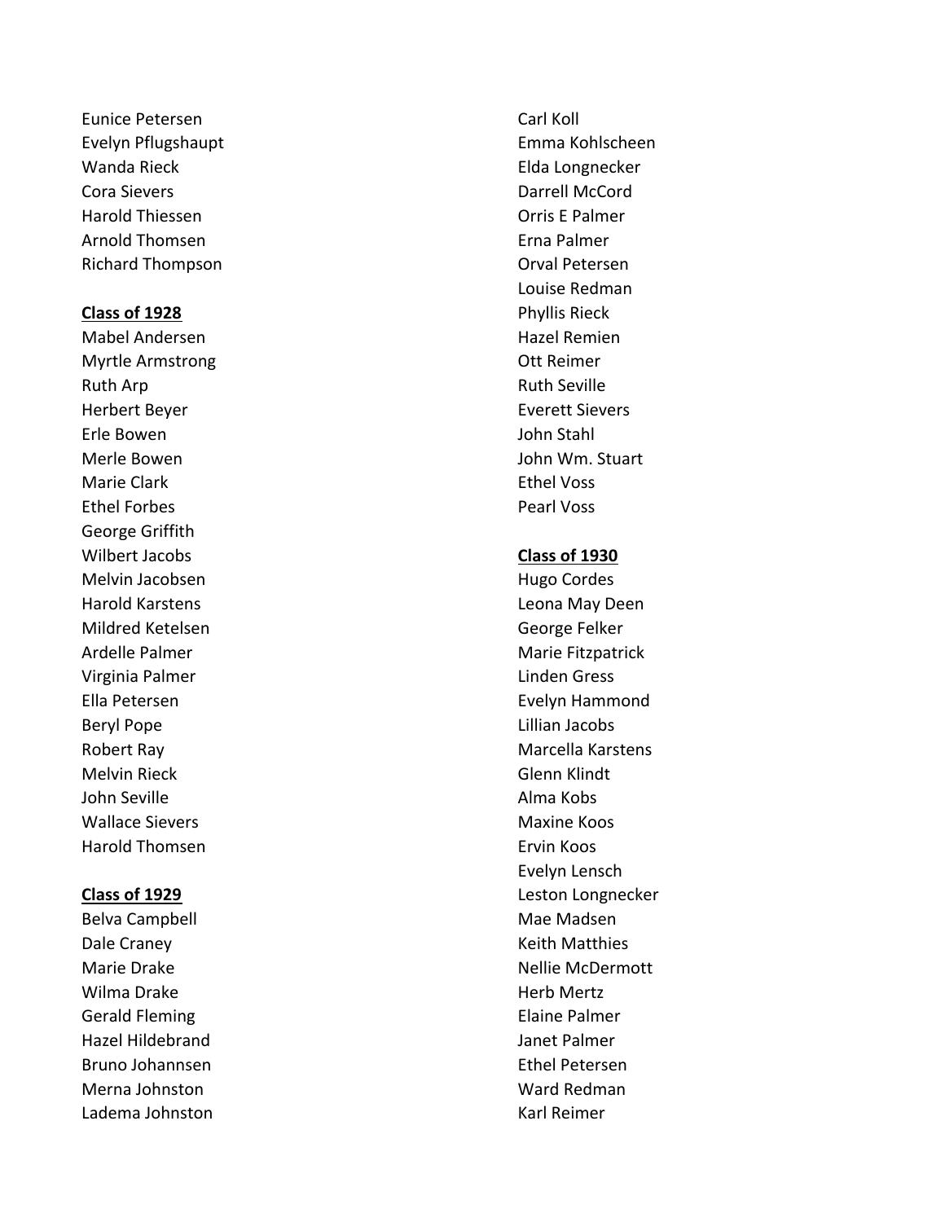Eunice Petersen
Evelyn Pflugshaupt
Wanda Rieck
Cora Sievers
Harold Thiessen
Arnold Thomsen
Richard Thompson

**Class of 1928**

Mabel Andersen
Myrtle Armstrong
Ruth Arp
Herbert Beyer
Erle Bowen
Merle Bowen
Marie Clark
Ethel Forbes
George Griffith
Wilbert Jacobs
Melvin Jacobsen
Harold Karstens
Mildred Ketelsen
Ardelle Palmer
Virginia Palmer
Ella Petersen
Beryl Pope
Robert Ray
Melvin Rieck
John Seville
Wallace Sievers
Harold Thomsen

**Class of 1929**

Belva Campbell
Dale Craney
Marie Drake
Wilma Drake
Gerald Fleming
Hazel Hildebrand
Bruno Johannsen
Merna Johnston
Ladema Johnston
Carl Koll
Emma Kohlscheen
Elda Longnecker
Darrell McCord
Orris E Palmer
Erna Palmer
Orval Petersen
Louise Redman
Phyllis Rieck
Hazel Remien
Ott Reimer
Ruth Seville
Everett Sievers
John Stahl
John Wm. Stuart
Ethel Voss
Pearl Voss

**Class of 1930**

Hugo Cordes
Leona May Deen
George Felker
Marie Fitzpatrick
Linden Gress
Evelyn Hammond
Lillian Jacobs
Marcella Karstens
Glenn Klindt
Alma Kobs
Maxine Koos
Ervin Koos
Evelyn Lensch
Leston Longnecker
Mae Madsen
Keith Matthies
Nellie McDermott
Herb Mertz
Elaine Palmer
Janet Palmer
Ethel Petersen
Ward Redman
Karl Reimer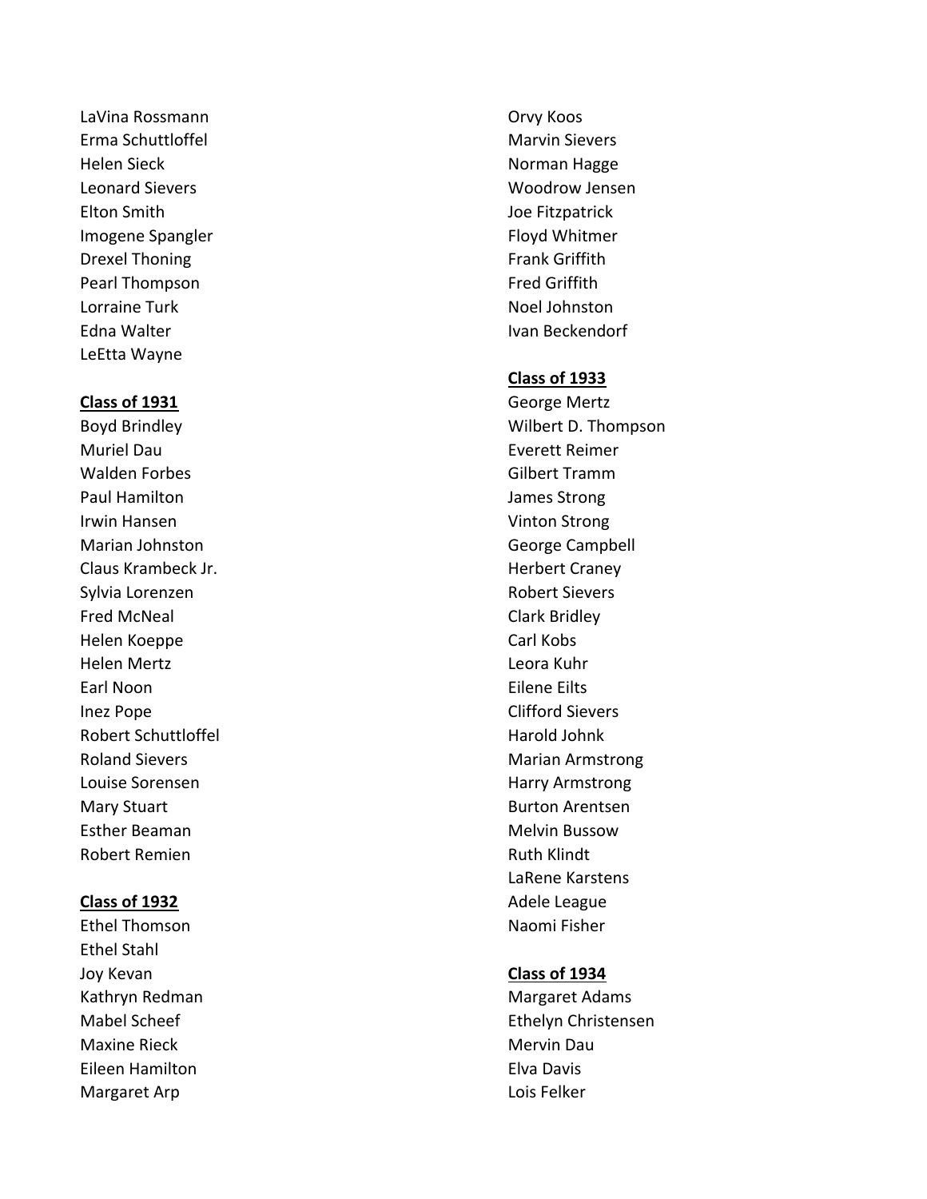LaVina Rossmann
Erma Schuttloffel
Helen Sieck
Leonard Sievers
Elton Smith
Imogene Spangler
Drexel Thoning
Pearl Thompson
Lorraine Turk
Edna Walter
LeEtta Wayne

**Class of 1931**

Boyd Brindley
Muriel Dau
Walden Forbes
Paul Hamilton
Irwin Hansen
Marian Johnston
Claus Krambeck Jr.
Sylvia Lorenzen
Fred McNeal
Helen Koeppe
Helen Mertz
Earl Noon
Inez Pope
Robert Schuttloffel
Roland Sievers
Louise Sorensen
Mary Stuart
Esther Beaman
Robert Remien

**Class of 1932**

Ethel Thomson
Ethel Stahl
Joy Kevan
Kathryn Redman
Mabel Scheef
Maxine Rieck
Eileen Hamilton
Margaret Arp
Orvy Koos
Marvin Sievers
Norman Hagge
Woodrow Jensen
Joe Fitzpatrick
Floyd Whitmer
Frank Griffith
Fred Griffith
Noel Johnston
Ivan Beckendorf

**Class of 1933**

George Mertz
Wilbert D. Thompson
Everett Reimer
Gilbert Tramm
James Strong
Vinton Strong
George Campbell
Herbert Craney
Robert Sievers
Clark Bridley
Carl Kobs
Leora Kuhr
Eilene Eilts
Clifford Sievers
Harold Johnk
Marian Armstrong
Harry Armstrong
Burton Arentsen
Melvin Bussow
Ruth Klindt
LaRene Karstens
Adele League
Naomi Fisher

**Class of 1934**

Margaret Adams
Ethelyn Christensen
Mervin Dau
Elva Davis
Lois Felker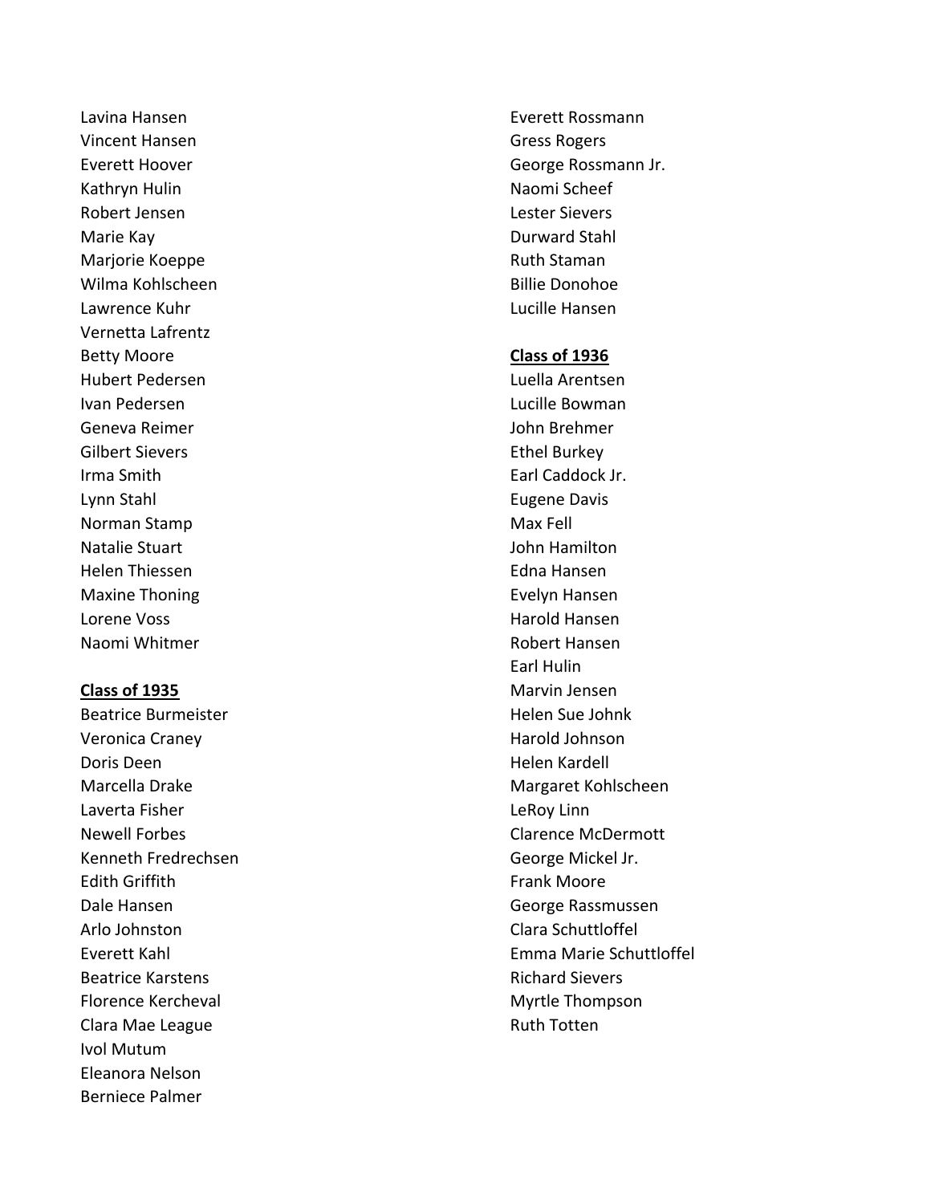Lavina Hansen
Vincent Hansen
Everett Hoover
Kathryn Hulin
Robert Jensen
Marie Kay
Marjorie Koeppe
Wilma Kohlscheen
Lawrence Kuhr
Vernetta Lafrentz
Betty Moore
Hubert Pedersen
Ivan Pedersen
Geneva Reimer
Gilbert Sievers
Irma Smith
Lynn Stahl
Norman Stamp
Natalie Stuart
Helen Thiessen
Maxine Thoning
Lorene Voss
Naomi Whitmer

**Class of 1935**

Beatrice Burmeister
Veronica Craney
Doris Deen
Marcella Drake
Laverta Fisher
Newell Forbes
Kenneth Fredrechsen
Edith Griffith
Dale Hansen
Arlo Johnston
Everett Kahl
Beatrice Karstens
Florence Kercheval
Clara Mae League
Ivol Mutum
Eleanora Nelson
Berniece Palmer
Everett Rossmann
Gress Rogers
George Rossmann Jr.
Naomi Scheef
Lester Sievers
Durward Stahl
Ruth Staman
Billie Donohoe
Lucille Hansen

**Class of 1936**

Luella Arentsen
Lucille Bowman
John Brehmer
Ethel Burkey
Earl Caddock Jr.
Eugene Davis
Max Fell
John Hamilton
Edna Hansen
Evelyn Hansen
Harold Hansen
Robert Hansen
Earl Hulin
Marvin Jensen
Helen Sue Johnk
Harold Johnson
Helen Kardell
Margaret Kohlscheen
LeRoy Linn
Clarence McDermott
George Mickel Jr.
Frank Moore
George Rassmussen
Clara Schuttloffel
Emma Marie Schuttloffel
Richard Sievers
Myrtle Thompson
Ruth Totten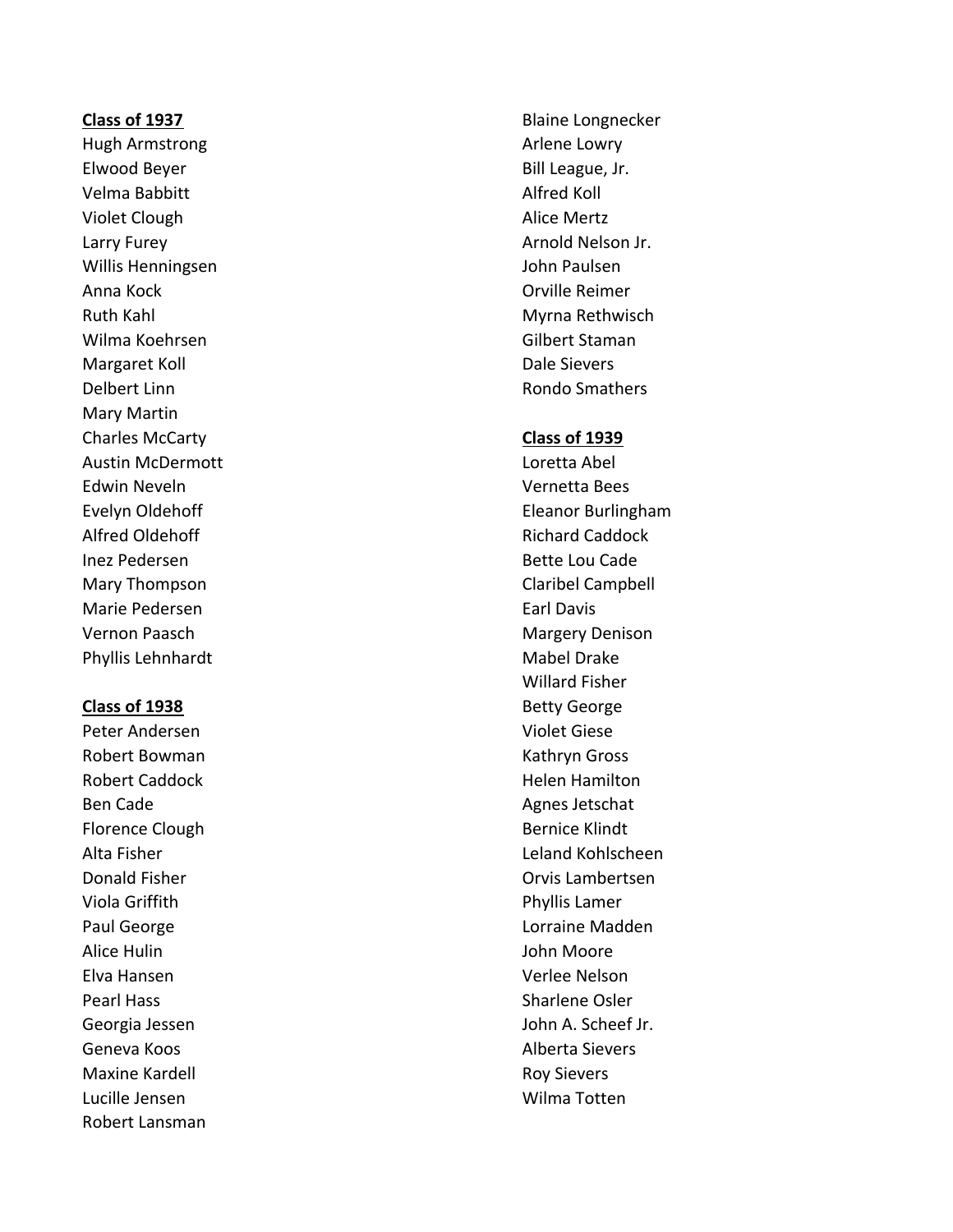**Class of 1937**

Hugh Armstrong
Elwood Beyer
Velma Babbitt
Violet Clough
Larry Furey
Willis Henningsen
Anna Kock
Ruth Kahl
Wilma Koehrsen
Margaret Koll
Delbert Linn
Mary Martin
Charles McCarty
Austin McDermott
Edwin Neveln
Evelyn Oldehoff
Alfred Oldehoff
Inez Pedersen
Mary Thompson
Marie Pedersen
Vernon Paasch
Phyllis Lehnhardt

**Class of 1938**

Peter Andersen
Robert Bowman
Robert Caddock
Ben Cade
Florence Clough
Alta Fisher
Donald Fisher
Viola Griffith
Paul George
Alice Hulin
Elva Hansen
Pearl Hass
Georgia Jessen
Geneva Koos
Maxine Kardell
Lucille Jensen
Robert Lansman
Blaine Longnecker
Arlene Lowry
Bill League, Jr.
Alfred Koll
Alice Mertz
Arnold Nelson Jr.
John Paulsen
Orville Reimer
Myrna Rethwisch
Gilbert Staman
Dale Sievers
Rondo Smathers

**Class of 1939**

Loretta Abel
Vernetta Bees
Eleanor Burlingham
Richard Caddock
Bette Lou Cade
Claribel Campbell
Earl Davis
Margery Denison
Mabel Drake
Willard Fisher
Betty George
Violet Giese
Kathryn Gross
Helen Hamilton
Agnes Jetschat
Bernice Klindt
Leland Kohlscheen
Orvis Lambertsen
Phyllis Lamer
Lorraine Madden
John Moore
Verlee Nelson
Sharlene Osler
John A. Scheef Jr.
Alberta Sievers
Roy Sievers
Wilma Totten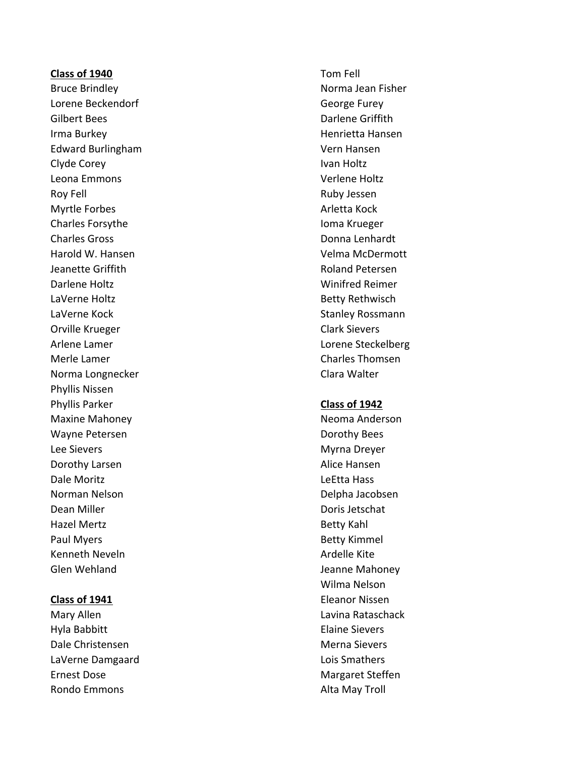**Class of 1940**

Bruce Brindley
Lorene Beckendorf
Gilbert Bees
Irma Burkey
Edward Burlingham
Clyde Corey
Leona Emmons
Roy Fell
Myrtle Forbes
Charles Forsythe
Charles Gross
Harold W. Hansen
Jeanette Griffith
Darlene Holtz
LaVerne Holtz
LaVerne Kock
Orville Krueger
Arlene Lamer
Merle Lamer
Norma Longnecker
Phyllis Nissen
Phyllis Parker
Maxine Mahoney
Wayne Petersen
Lee Sievers
Dorothy Larsen
Dale Moritz
Norman Nelson
Dean Miller
Hazel Mertz
Paul Myers
Kenneth Neveln
Glen Wehland

**Class of 1941**

Mary Allen
Hyla Babbitt
Dale Christensen
LaVerne Damgaard
Ernest Dose
Rondo Emmons
Tom Fell
Norma Jean Fisher
George Furey
Darlene Griffith
Henrietta Hansen
Vern Hansen
Ivan Holtz
Verlene Holtz
Ruby Jessen
Arletta Kock
Ioma Krueger
Donna Lenhardt
Velma McDermott
Roland Petersen
Winifred Reimer
Betty Rethwisch
Stanley Rossmann
Clark Sievers
Lorene Steckelberg
Charles Thomsen
Clara Walter

**Class of 1942**

Neoma Anderson
Dorothy Bees
Myrna Dreyer
Alice Hansen
LeEtta Hass
Delpha Jacobsen
Doris Jetschat
Betty Kahl
Betty Kimmel
Ardelle Kite
Jeanne Mahoney
Wilma Nelson
Eleanor Nissen
Lavina Rataschack
Elaine Sievers
Merna Sievers
Lois Smathers
Margaret Steffen
Alta May Troll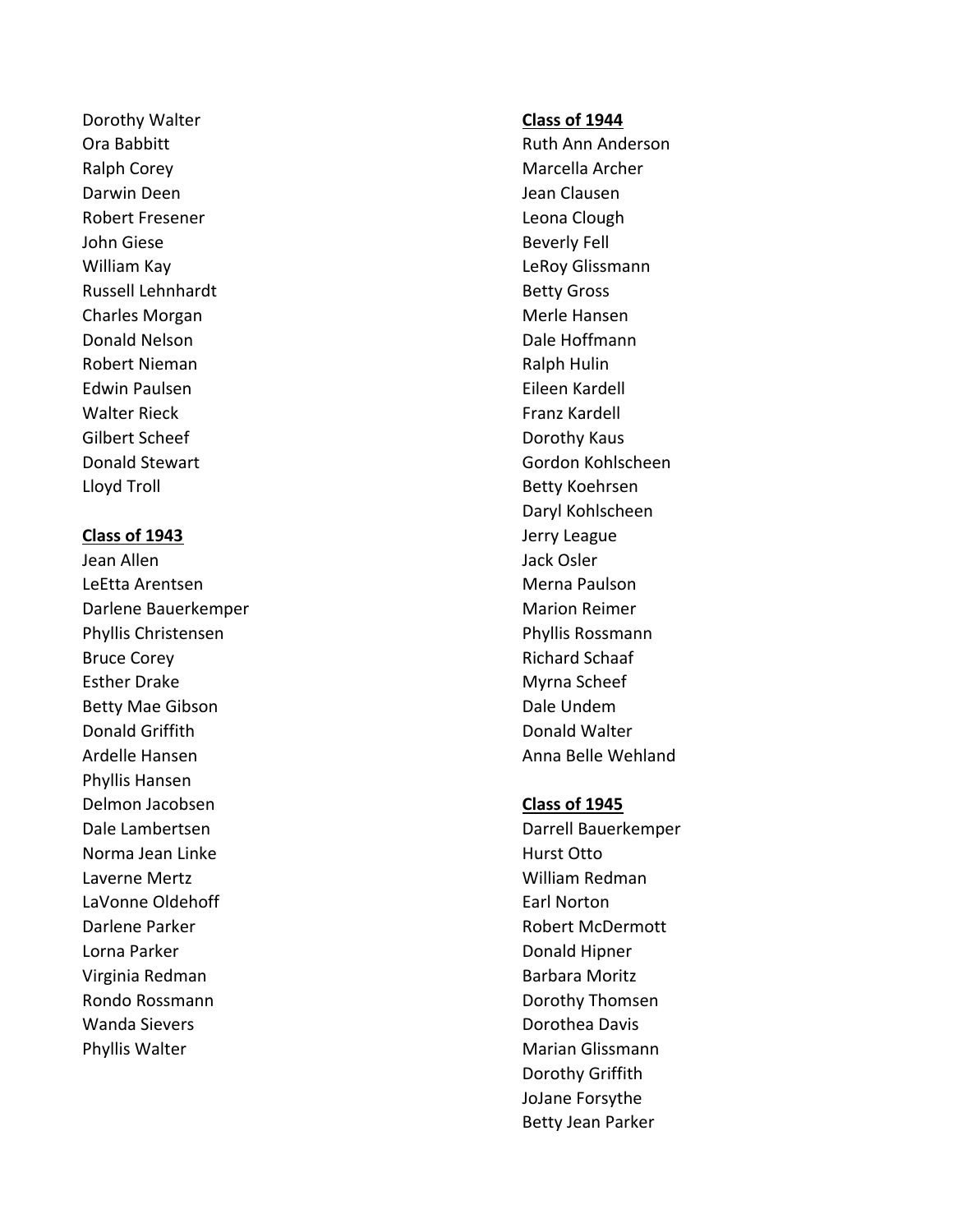Dorothy Walter
Ora Babbitt
Ralph Corey
Darwin Deen
Robert Fresener
John Giese
William Kay
Russell Lehnhardt
Charles Morgan
Donald Nelson
Robert Nieman
Edwin Paulsen
Walter Rieck
Gilbert Scheef
Donald Stewart
Lloyd Troll

**Class of 1943**

Jean Allen
LeEtta Arentsen
Darlene Bauerkemper
Phyllis Christensen
Bruce Corey
Esther Drake
Betty Mae Gibson
Donald Griffith
Ardelle Hansen
Phyllis Hansen
Delmon Jacobsen
Dale Lambertsen
Norma Jean Linke
Laverne Mertz
LaVonne Oldehoff
Darlene Parker
Lorna Parker
Virginia Redman
Rondo Rossmann
Wanda Sievers
Phyllis Walter

**Class of 1944**

Ruth Ann Anderson
Marcella Archer
Jean Clausen
Leona Clough
Beverly Fell
LeRoy Glissmann
Betty Gross
Merle Hansen
Dale Hoffmann
Ralph Hulin
Eileen Kardell
Franz Kardell
Dorothy Kaus
Gordon Kohlscheen
Betty Koehrsen
Daryl Kohlscheen
Jerry League
Jack Osler
Merna Paulson
Marion Reimer
Phyllis Rossmann
Richard Schaaf
Myrna Scheef
Dale Undem
Donald Walter
Anna Belle Wehland

**Class of 1945**

Darrell Bauerkemper
Hurst Otto
William Redman
Earl Norton
Robert McDermott
Donald Hipner
Barbara Moritz
Dorothy Thomsen
Dorothea Davis
Marian Glissmann
Dorothy Griffith
JoJane Forsythe
Betty Jean Parker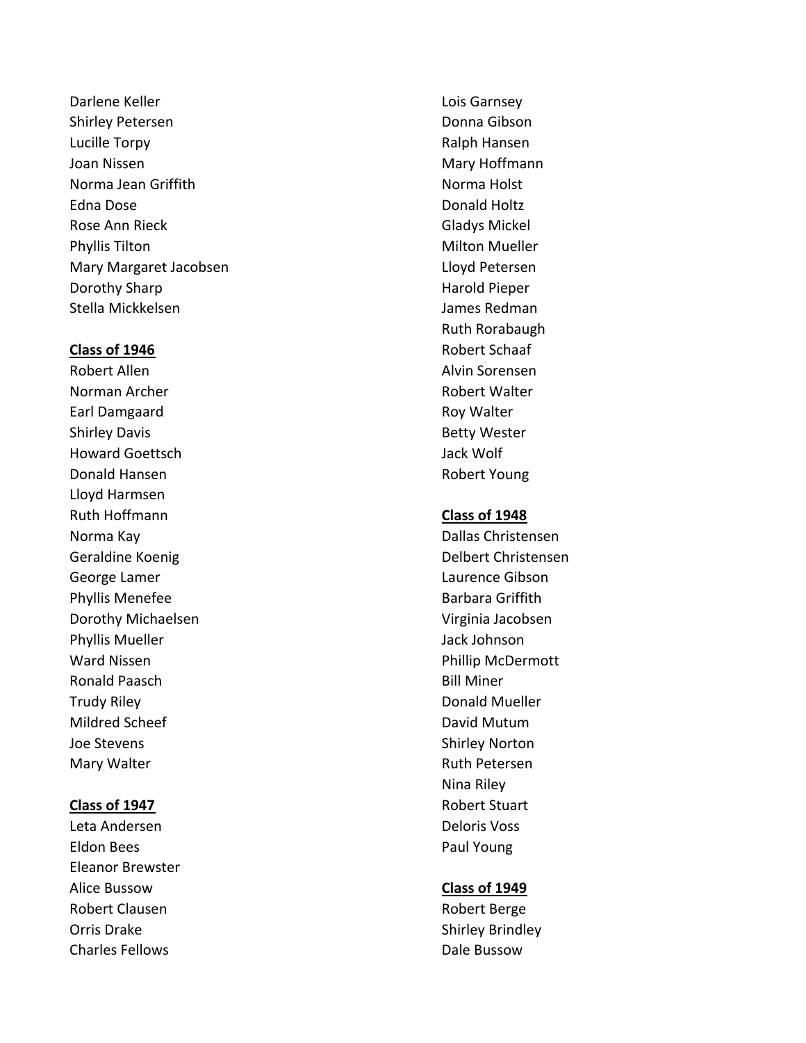Darlene Keller
Shirley Petersen
Lucille Torpy
Joan Nissen
Norma Jean Griffith
Edna Dose
Rose Ann Rieck
Phyllis Tilton
Mary Margaret Jacobsen
Dorothy Sharp
Stella Mickkelsen

**Class of 1946**

Robert Allen
Norman Archer
Earl Damgaard
Shirley Davis
Howard Goettsch
Donald Hansen
Lloyd Harmsen
Ruth Hoffmann
Norma Kay
Geraldine Koenig
George Lamer
Phyllis Menefee
Dorothy Michaelsen
Phyllis Mueller
Ward Nissen
Ronald Paasch
Trudy Riley
Mildred Scheef
Joe Stevens
Mary Walter

**Class of 1947**

Leta Andersen
Eldon Bees
Eleanor Brewster
Alice Bussow
Robert Clausen
Orris Drake
Charles Fellows
Lois Garnsey
Donna Gibson
Ralph Hansen
Mary Hoffmann
Norma Holst
Donald Holtz
Gladys Mickel
Milton Mueller
Lloyd Petersen
Harold Pieper
James Redman
Ruth Rorabaugh
Robert Schaaf
Alvin Sorensen
Robert Walter
Roy Walter
Betty Wester
Jack Wolf
Robert Young

**Class of 1948**

Dallas Christensen
Delbert Christensen
Laurence Gibson
Barbara Griffith
Virginia Jacobsen
Jack Johnson
Phillip McDermott
Bill Miner
Donald Mueller
David Mutum
Shirley Norton
Ruth Petersen
Nina Riley
Robert Stuart
Deloris Voss
Paul Young

**Class of 1949**

Robert Berge
Shirley Brindley
Dale Bussow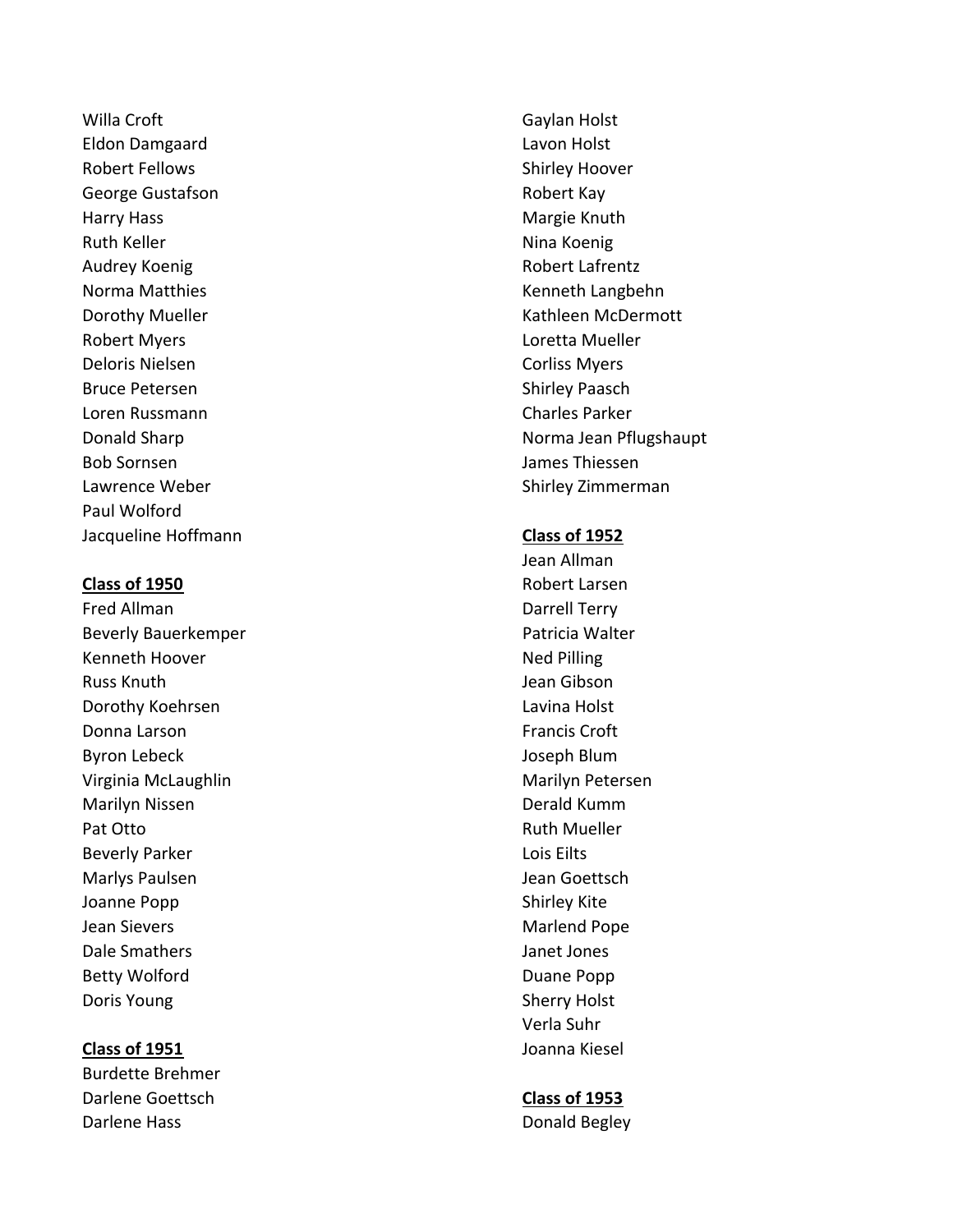Willa Croft
Eldon Damgaard
Robert Fellows
George Gustafson
Harry Hass
Ruth Keller
Audrey Koenig
Norma Matthies
Dorothy Mueller
Robert Myers
Deloris Nielsen
Bruce Petersen
Loren Russmann
Donald Sharp
Bob Sornsen
Lawrence Weber
Paul Wolford
Jacqueline Hoffmann

**Class of 1950**

Fred Allman
Beverly Bauerkemper
Kenneth Hoover
Russ Knuth
Dorothy Koehrsen
Donna Larson
Byron Lebeck
Virginia McLaughlin
Marilyn Nissen
Pat Otto
Beverly Parker
Marlys Paulsen
Joanne Popp
Jean Sievers
Dale Smathers
Betty Wolford
Doris Young

**Class of 1951**

Burdette Brehmer
Darlene Goettsch
Darlene Hass
Gaylan Holst
Lavon Holst
Shirley Hoover
Robert Kay
Margie Knuth
Nina Koenig
Robert Lafrentz
Kenneth Langbehn
Kathleen McDermott
Loretta Mueller
Corliss Myers
Shirley Paasch
Charles Parker
Norma Jean Pflugshaupt
James Thiessen
Shirley Zimmerman

**Class of 1952**

Jean Allman
Robert Larsen
Darrell Terry
Patricia Walter
Ned Pilling
Jean Gibson
Lavina Holst
Francis Croft
Joseph Blum
Marilyn Petersen
Derald Kumm
Ruth Mueller
Lois Eilts
Jean Goettsch
Shirley Kite
Marlend Pope
Janet Jones
Duane Popp
Sherry Holst
Verla Suhr
Joanna Kiesel

**Class of 1953**

Donald Begley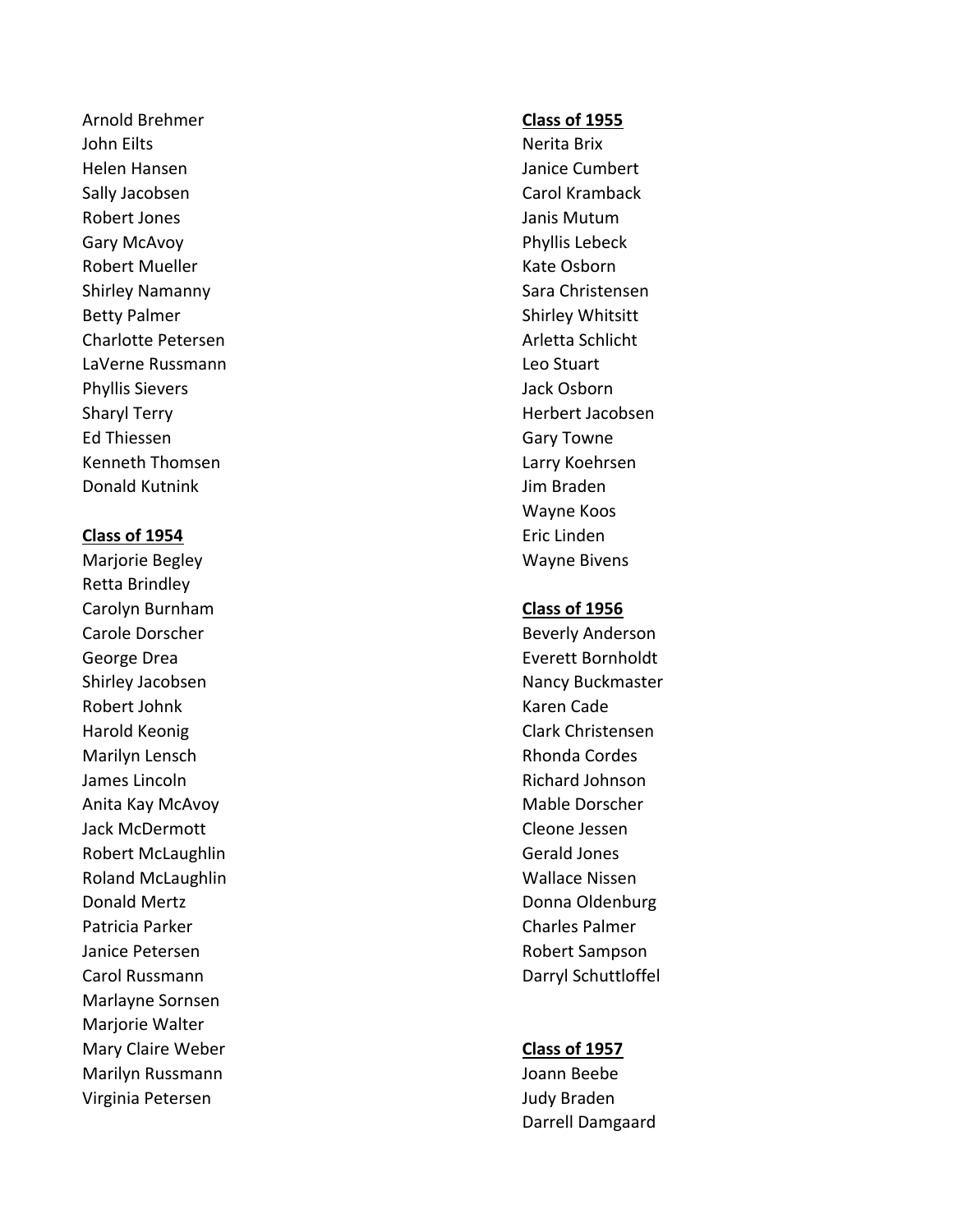Arnold Brehmer
John Eilts
Helen Hansen
Sally Jacobsen
Robert Jones
Gary McAvoy
Robert Mueller
Shirley Namanny
Betty Palmer
Charlotte Petersen
LaVerne Russmann
Phyllis Sievers
Sharyl Terry
Ed Thiessen
Kenneth Thomsen
Donald Kutnink

**Class of 1954**

Marjorie Begley
Retta Brindley
Carolyn Burnham
Carole Dorscher
George Drea
Shirley Jacobsen
Robert Johnk
Harold Keonig
Marilyn Lensch
James Lincoln
Anita Kay McAvoy
Jack McDermott
Robert McLaughlin
Roland McLaughlin
Donald Mertz
Patricia Parker
Janice Petersen
Carol Russmann
Marlayne Sornsen
Marjorie Walter
Mary Claire Weber
Marilyn Russmann
Virginia Petersen

**Class of 1955**

Nerita Brix
Janice Cumbert
Carol Kramback
Janis Mutum
Phyllis Lebeck
Kate Osborn
Sara Christensen
Shirley Whitsitt
Arletta Schlicht
Leo Stuart
Jack Osborn
Herbert Jacobsen
Gary Towne
Larry Koehrsen
Jim Braden
Wayne Koos
Eric Linden
Wayne Bivens

**Class of 1956**

Beverly Anderson
Everett Bornholdt
Nancy Buckmaster
Karen Cade
Clark Christensen
Rhonda Cordes
Richard Johnson
Mable Dorscher
Cleone Jessen
Gerald Jones
Wallace Nissen
Donna Oldenburg
Charles Palmer
Robert Sampson
Darryl Schuttloffel

**Class of 1957**

Joann Beebe
Judy Braden
Darrell Damgaard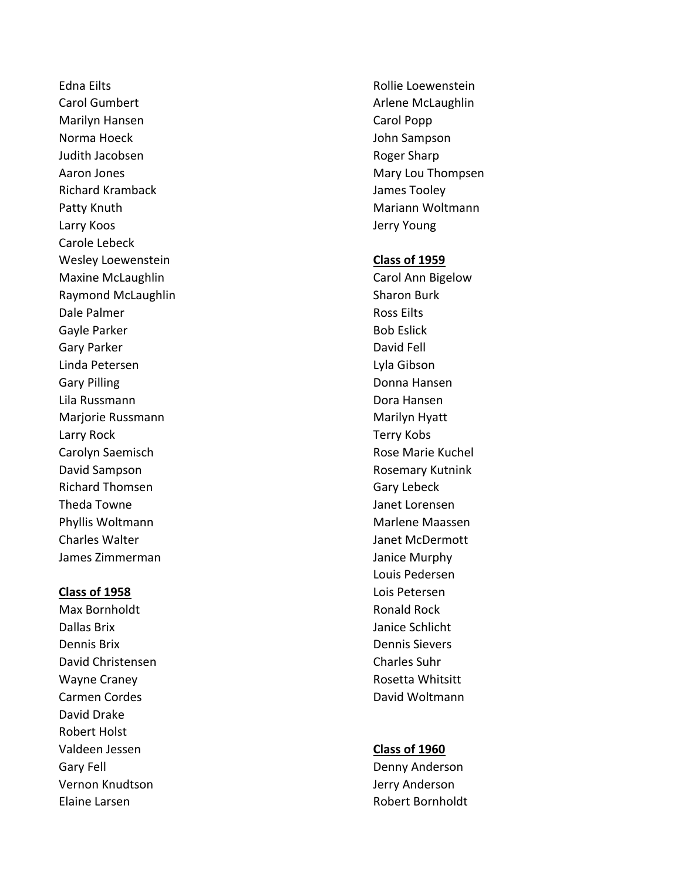Edna Eilts
Carol Gumbert
Marilyn Hansen
Norma Hoeck
Judith Jacobsen
Aaron Jones
Richard Kramback
Patty Knuth
Larry Koos
Carole Lebeck
Wesley Loewenstein
Maxine McLaughlin
Raymond McLaughlin
Dale Palmer
Gayle Parker
Gary Parker
Linda Petersen
Gary Pilling
Lila Russmann
Marjorie Russmann
Larry Rock
Carolyn Saemisch
David Sampson
Richard Thomsen
Theda Towne
Phyllis Woltmann
Charles Walter
James Zimmerman

**Class of 1958**

Max Bornholdt
Dallas Brix
Dennis Brix
David Christensen
Wayne Craney
Carmen Cordes
David Drake
Robert Holst
Valdeen Jessen
Gary Fell
Vernon Knudtson
Elaine Larsen
Rollie Loewenstein
Arlene McLaughlin
Carol Popp
John Sampson
Roger Sharp
Mary Lou Thompsen
James Tooley
Mariann Woltmann
Jerry Young

**Class of 1959**

Carol Ann Bigelow
Sharon Burk
Ross Eilts
Bob Eslick
David Fell
Lyla Gibson
Donna Hansen
Dora Hansen
Marilyn Hyatt
Terry Kobs
Rose Marie Kuchel
Rosemary Kutnink
Gary Lebeck
Janet Lorensen
Marlene Maassen
Janet McDermott
Janice Murphy
Louis Pedersen
Lois Petersen
Ronald Rock
Janice Schlicht
Dennis Sievers
Charles Suhr
Rosetta Whitsitt
David Woltmann

**Class of 1960**

Denny Anderson
Jerry Anderson
Robert Bornholdt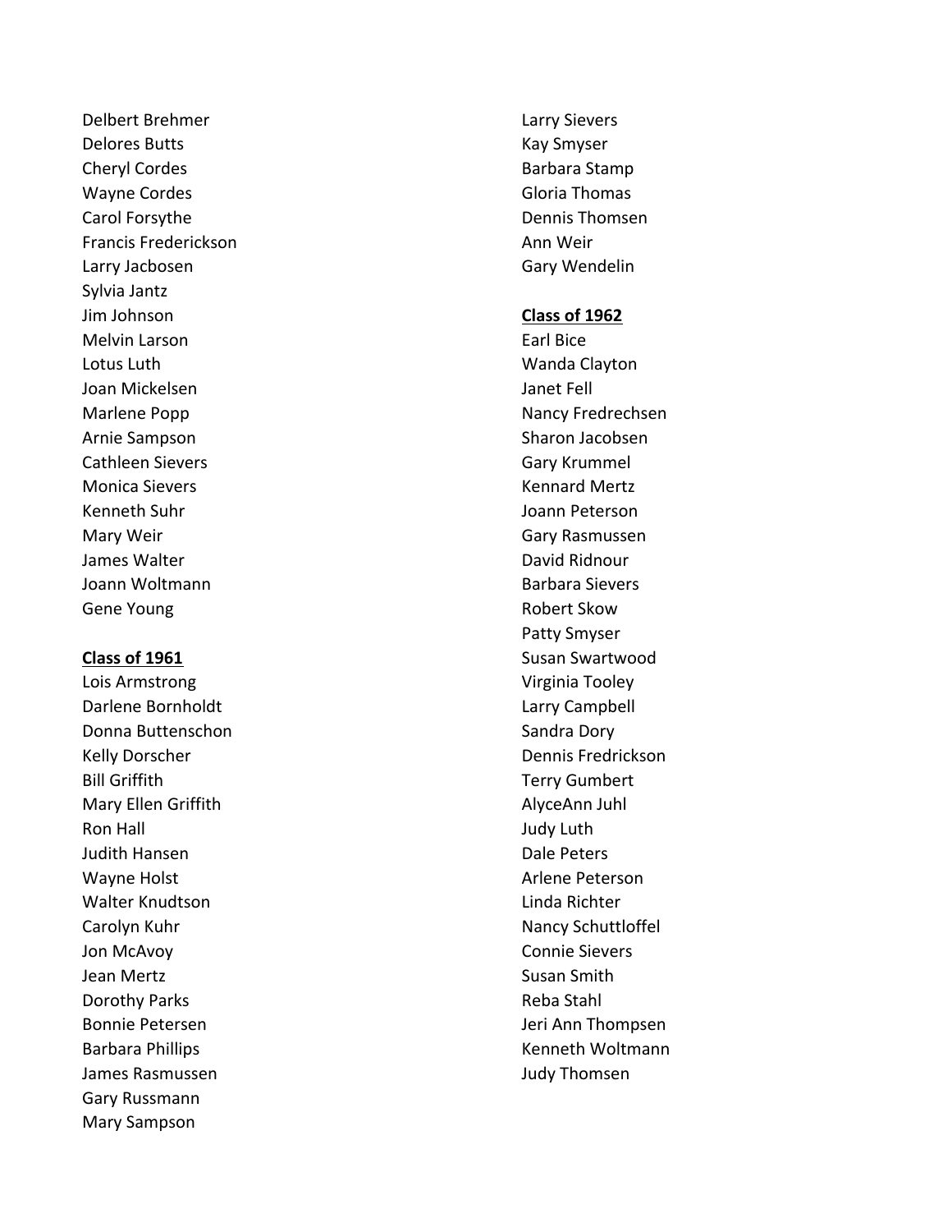Delbert Brehmer
Delores Butts
Cheryl Cordes
Wayne Cordes
Carol Forsythe
Francis Frederickson
Larry Jacbosen
Sylvia Jantz
Jim Johnson
Melvin Larson
Lotus Luth
Joan Mickelsen
Marlene Popp
Arnie Sampson
Cathleen Sievers
Monica Sievers
Kenneth Suhr
Mary Weir
James Walter
Joann Woltmann
Gene Young

**Class of 1961**

Lois Armstrong
Darlene Bornholdt
Donna Buttenschon
Kelly Dorscher
Bill Griffith
Mary Ellen Griffith
Ron Hall
Judith Hansen
Wayne Holst
Walter Knudtson
Carolyn Kuhr
Jon McAvoy
Jean Mertz
Dorothy Parks
Bonnie Petersen
Barbara Phillips
James Rasmussen
Gary Russmann
Mary Sampson
Larry Sievers
Kay Smyser
Barbara Stamp
Gloria Thomas
Dennis Thomsen
Ann Weir
Gary Wendelin

**Class of 1962**

Earl Bice
Wanda Clayton
Janet Fell
Nancy Fredrechsen
Sharon Jacobsen
Gary Krummel
Kennard Mertz
Joann Peterson
Gary Rasmussen
David Ridnour
Barbara Sievers
Robert Skow
Patty Smyser
Susan Swartwood
Virginia Tooley
Larry Campbell
Sandra Dory
Dennis Fredrickson
Terry Gumbert
AlyceAnn Juhl
Judy Luth
Dale Peters
Arlene Peterson
Linda Richter
Nancy Schuttloffel
Connie Sievers
Susan Smith
Reba Stahl
Jeri Ann Thompsen
Kenneth Woltmann
Judy Thomsen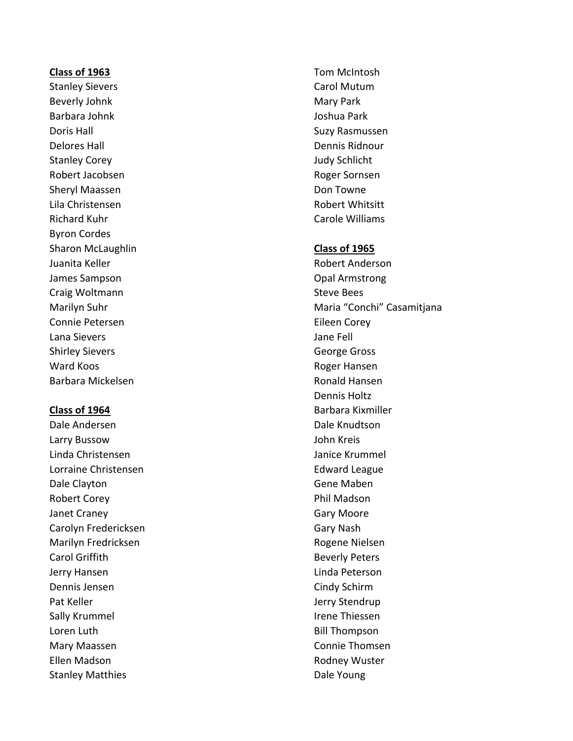**Class of 1963**

Stanley Sievers
Beverly Johnk
Barbara Johnk
Doris Hall
Delores Hall
Stanley Corey
Robert Jacobsen
Sheryl Maassen
Lila Christensen
Richard Kuhr
Byron Cordes
Sharon McLaughlin
Juanita Keller
James Sampson
Craig Woltmann
Marilyn Suhr
Connie Petersen
Lana Sievers
Shirley Sievers
Ward Koos
Barbara Mickelsen

**Class of 1964**

Dale Andersen
Larry Bussow
Linda Christensen
Lorraine Christensen
Dale Clayton
Robert Corey
Janet Craney
Carolyn Fredericksen
Marilyn Fredricksen
Carol Griffith
Jerry Hansen
Dennis Jensen
Pat Keller
Sally Krummel
Loren Luth
Mary Maassen
Ellen Madson
Stanley Matthies
Tom McIntosh
Carol Mutum
Mary Park
Joshua Park
Suzy Rasmussen
Dennis Ridnour
Judy Schlicht
Roger Sornsen
Don Towne
Robert Whitsitt
Carole Williams

**Class of 1965**

Robert Anderson
Opal Armstrong
Steve Bees
Maria “Conchi” Casamitjana
Eileen Corey
Jane Fell
George Gross
Roger Hansen
Ronald Hansen
Dennis Holtz
Barbara Kixmiller
Dale Knudtson
John Kreis
Janice Krummel
Edward League
Gene Maben
Phil Madson
Gary Moore
Gary Nash
Rogene Nielsen
Beverly Peters
Linda Peterson
Cindy Schirm
Jerry Stendrup
Irene Thiessen
Bill Thompson
Connie Thomsen
Rodney Wuster
Dale Young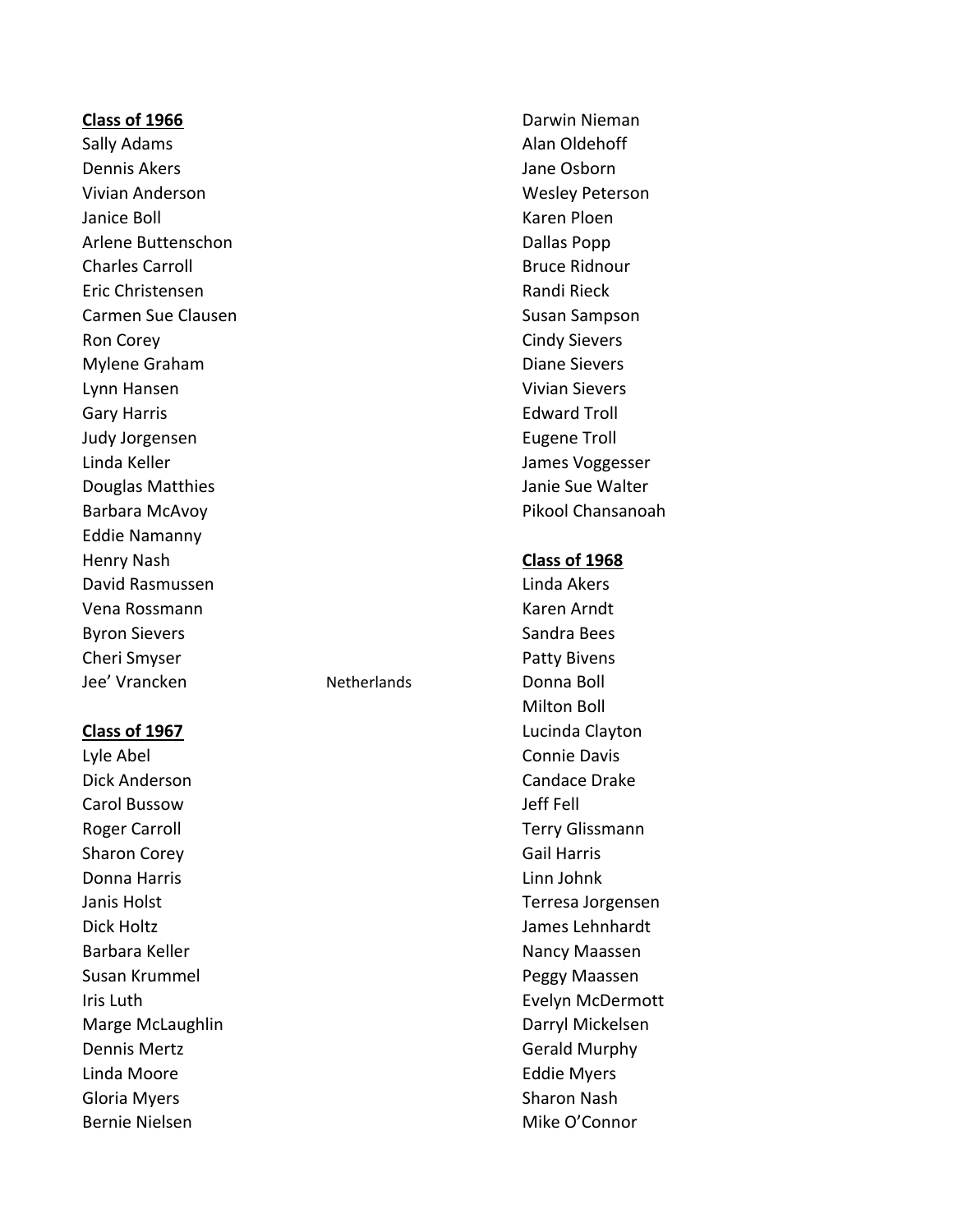**Class of 1966**

Sally Adams
Dennis Akers
Vivian Anderson
Janice Boll
Arlene Buttenschon
Charles Carroll
Eric Christensen
Carmen Sue Clausen
Ron Corey
Mylene Graham
Lynn Hansen
Gary Harris
Judy Jorgensen
Linda Keller
Douglas Matthies
Barbara McAvoy
Eddie Namanny
Henry Nash
David Rasmussen
Vena Rossmann
Byron Sievers
Cheri Smyser
Jee' Vrancken Netherlands

**Class of 1967**

Lyle Abel
Dick Anderson
Carol Bussow
Roger Carroll
Sharon Corey
Donna Harris
Janis Holst
Dick Holtz
Barbara Keller
Susan Krummel
Iris Luth
Marge McLaughlin
Dennis Mertz
Linda Moore
Gloria Myers
Bernie Nielsen
Darwin Nieman
Alan Oldehoff
Jane Osborn
Wesley Peterson
Karen Ploen
Dallas Popp
Bruce Ridnour
Randi Rieck
Susan Sampson
Cindy Sievers
Diane Sievers
Vivian Sievers
Edward Troll
Eugene Troll
James Voggesser
Janie Sue Walter
Pikool Chansanoah

**Class of 1968**

Linda Akers
Karen Arndt
Sandra Bees
Patty Bivens
Donna Boll
Milton Boll
Lucinda Clayton
Connie Davis
Candace Drake
Jeff Fell
Terry Glissmann
Gail Harris
Linn Johnk
Terresa Jorgensen
James Lehnhardt
Nancy Maassen
Peggy Maassen
Evelyn McDermott
Darryl Mickelsen
Gerald Murphy
Eddie Myers
Sharon Nash
Mike O'Connor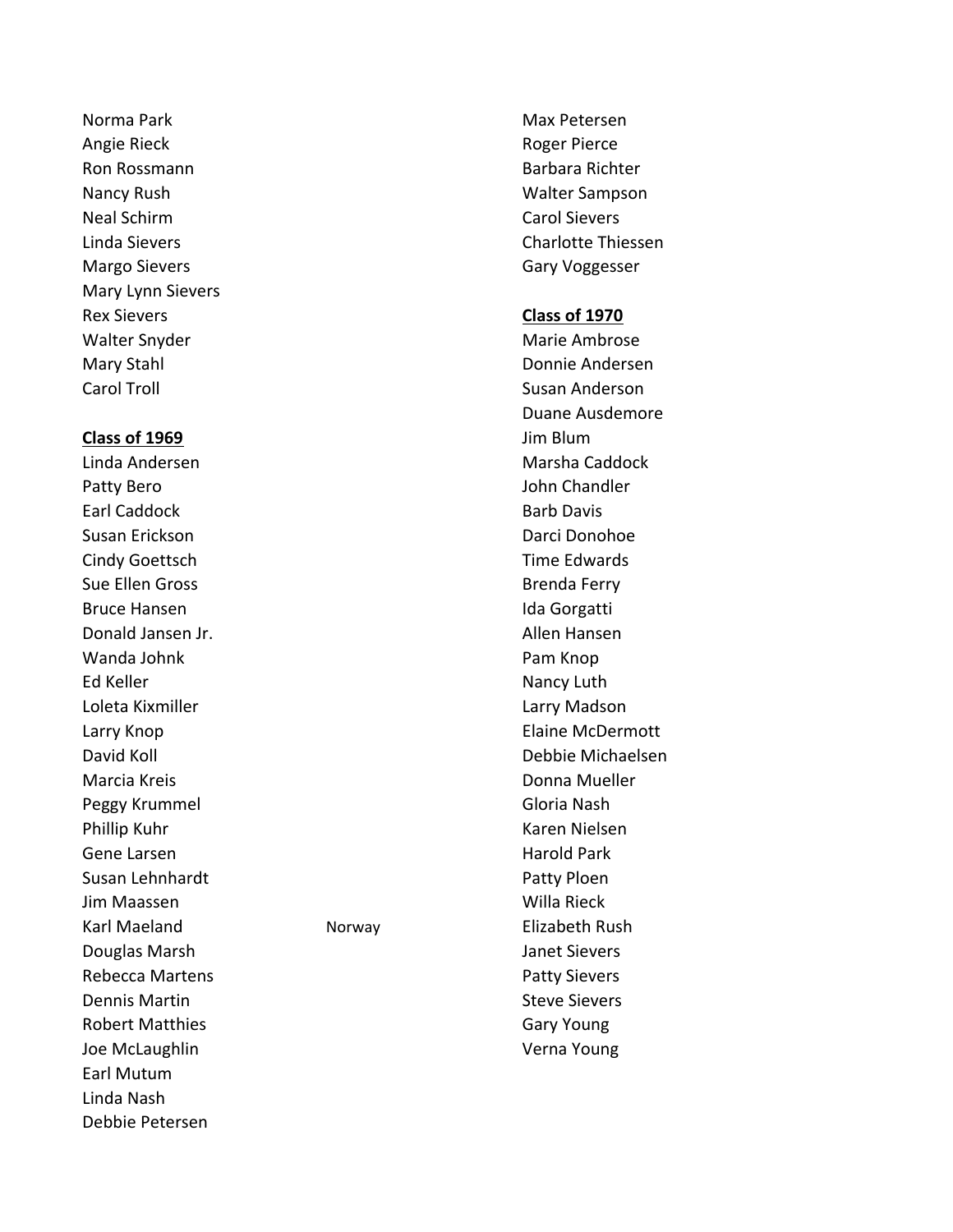Norma Park
Angie Rieck
Ron Rossmann
Nancy Rush
Neal Schirm
Linda Sievers
Margo Sievers
Mary Lynn Sievers
Rex Sievers
Walter Snyder
Mary Stahl
Carol Troll

**Class of 1969**

Linda Andersen
Patty Bero
Earl Caddock
Susan Erickson
Cindy Goettsch
Sue Ellen Gross
Bruce Hansen
Donald Jansen Jr.
Wanda Johnk
Ed Keller
Loleta Kixmiller
Larry Knop
David Koll
Marcia Kreis
Peggy Krummel
Phillip Kuhr
Gene Larsen
Susan Lehnhardt
Jim Maassen
Karl Maeland Norway
Douglas Marsh
Rebecca Martens
Dennis Martin
Robert Matthies
Joe McLaughlin
Earl Mutum
Linda Nash
Debbie Petersen
Max Petersen
Roger Pierce
Barbara Richter
Walter Sampson
Carol Sievers
Charlotte Thiessen
Gary Voggesser

**Class of 1970**

Marie Ambrose
Donnie Andersen
Susan Anderson
Duane Ausdemore
Jim Blum
Marsha Caddock
John Chandler
Barb Davis
Darci Donohoe
Time Edwards
Brenda Ferry
Ida Gorgatti
Allen Hansen
Pam Knop
Nancy Luth
Larry Madson
Elaine McDermott
Debbie Michaelsen
Donna Mueller
Gloria Nash
Karen Nielsen
Harold Park
Patty Ploen
Willa Rieck
Elizabeth Rush
Janet Sievers
Patty Sievers
Steve Sievers
Gary Young
Verna Young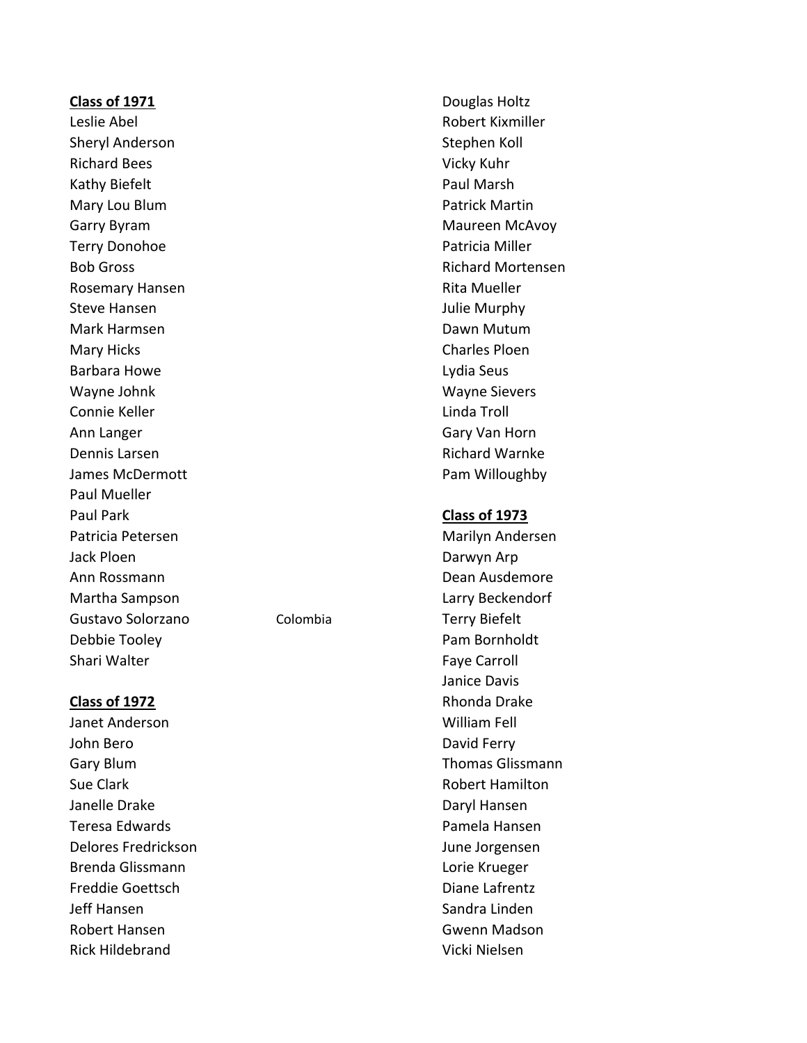**Class of 1971**

Leslie Abel
Sheryl Anderson
Richard Bees
Kathy Biefelt
Mary Lou Blum
Garry Byram
Terry Donohoe
Bob Gross
Rosemary Hansen
Steve Hansen
Mark Harmsen
Mary Hicks
Barbara Howe
Wayne Johnk
Connie Keller
Ann Langer
Dennis Larsen
James McDermott
Paul Mueller
Paul Park
Patricia Petersen
Jack Ploen
Ann Rossmann
Martha Sampson
Gustavo Solorzano Colombia
Debbie Tooley
Shari Walter

**Class of 1972**

Janet Anderson
John Bero
Gary Blum
Sue Clark
Janelle Drake
Teresa Edwards
Delores Fredrickson
Brenda Glissmann
Freddie Goettsch
Jeff Hansen
Robert Hansen
Rick Hildebrand
Douglas Holtz
Robert Kixmiller
Stephen Koll
Vicky Kuhr
Paul Marsh
Patrick Martin
Maureen McAvoy
Patricia Miller
Richard Mortensen
Rita Mueller
Julie Murphy
Dawn Mutum
Charles Ploen
Lydia Seus
Wayne Sievers
Linda Troll
Gary Van Horn
Richard Warnke
Pam Willoughby

**Class of 1973**

Marilyn Andersen
Darwyn Arp
Dean Ausdemore
Larry Beckendorf
Terry Biefelt
Pam Bornholdt
Faye Carroll
Janice Davis
Rhonda Drake
William Fell
David Ferry
Thomas Glissmann
Robert Hamilton
Daryl Hansen
Pamela Hansen
June Jorgensen
Lorie Krueger
Diane Lafrentz
Sandra Linden
Gwenn Madson
Vicki Nielsen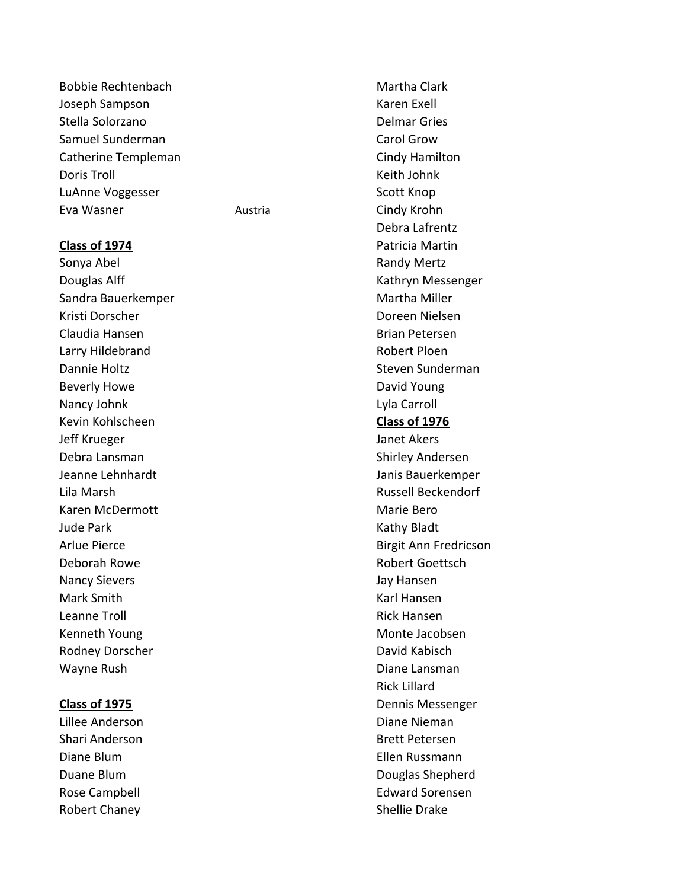Bobbie Rechtenbach
Joseph Sampson
Stella Solorzano
Samuel Sunderman
Catherine Templeman
Doris Troll
LuAnne Voggesser
Eva Wasner Austria

**Class of 1974**

Sonya Abel
Douglas Alff
Sandra Bauerkemper
Kristi Dorscher
Claudia Hansen
Larry Hildebrand
Dannie Holtz
Beverly Howe
Nancy Johnk
Kevin Kohlscheen
Jeff Krueger
Debra Lansman
Jeanne Lehnhardt
Lila Marsh
Karen McDermott
Jude Park
Arlue Pierce
Deborah Rowe
Nancy Sievers
Mark Smith
Leanne Troll
Kenneth Young
Rodney Dorscher
Wayne Rush

**Class of 1975**

Lillee Anderson
Shari Anderson
Diane Blum
Duane Blum
Rose Campbell
Robert Chaney
Martha Clark
Karen Exell
Delmar Gries
Carol Grow
Cindy Hamilton
Keith Johnk
Scott Knop
Cindy Krohn
Debra Lafrentz
Patricia Martin
Randy Mertz
Kathryn Messenger
Martha Miller
Doreen Nielsen
Brian Petersen
Robert Ploen
Steven Sunderman
David Young
Lyla Carroll

**Class of 1976**

Janet Akers
Shirley Andersen
Janis Bauerkemper
Russell Beckendorf
Marie Bero
Kathy Bladt
Birgit Ann Fredricson
Robert Goettsch
Jay Hansen
Karl Hansen
Rick Hansen
Monte Jacobsen
David Kabisch
Diane Lansman
Rick Lillard
Dennis Messenger
Diane Nieman
Brett Petersen
Ellen Russmann
Douglas Shepherd
Edward Sorensen
Shellie Drake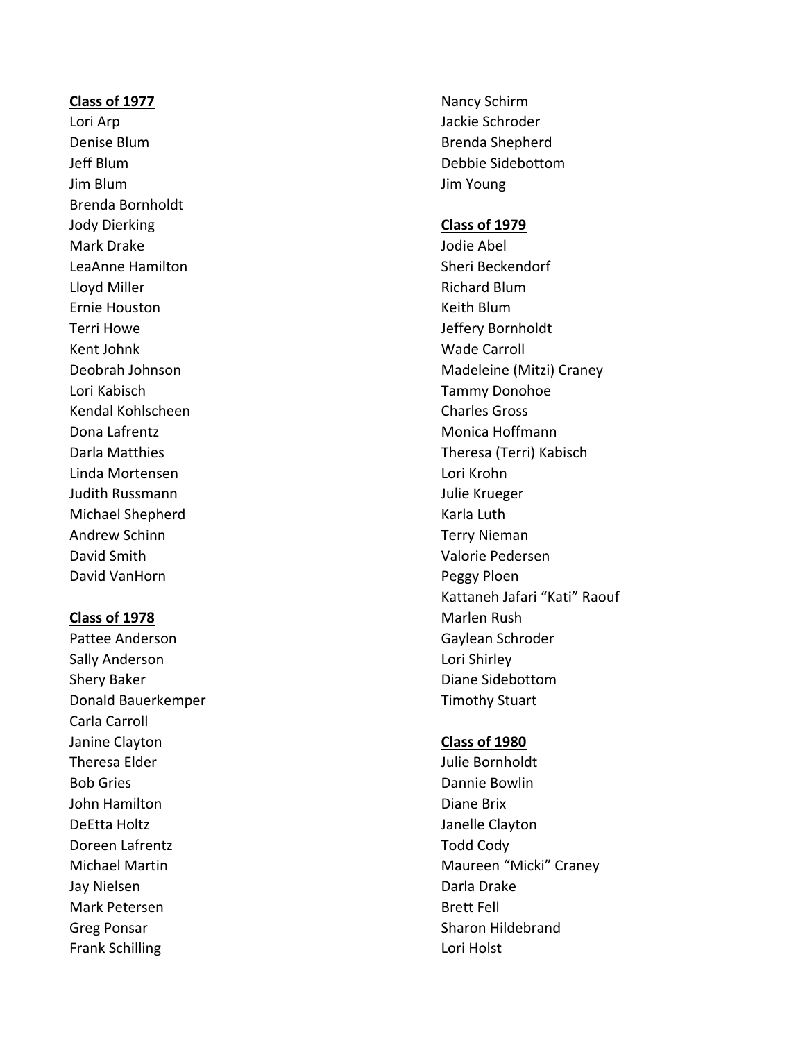**Class of 1977**

Lori Arp
Denise Blum
Jeff Blum
Jim Blum
Brenda Bornholdt
Jody Dierking
Mark Drake
LeaAnne Hamilton
Lloyd Miller
Ernie Houston
Terri Howe
Kent Johnk
Deobrah Johnson
Lori Kabisch
Kendal Kohlscheen
Dona Lafrentz
Darla Matthies
Linda Mortensen
Judith Russmann
Michael Shepherd
Andrew Schinn
David Smith
David VanHorn

**Class of 1978**

Pattee Anderson
Sally Anderson
Shery Baker
Donald Bauerkemper
Carla Carroll
Janine Clayton
Theresa Elder
Bob Gries
John Hamilton
DeEtta Holtz
Doreen Lafrentz
Michael Martin
Jay Nielsen
Mark Petersen
Greg Ponsar
Frank Schilling
Nancy Schirm
Jackie Schroder
Brenda Shepherd
Debbie Sidebottom
Jim Young

**Class of 1979**

Jodie Abel
Sheri Beckendorf
Richard Blum
Keith Blum
Jeffery Bornholdt
Wade Carroll
Madeleine (Mitzi) Craney
Tammy Donohoe
Charles Gross
Monica Hoffmann
Theresa (Terri) Kabisch
Lori Krohn
Julie Krueger
Karla Luth
Terry Nieman
Valorie Pedersen
Peggy Ploen
Kattaneh Jafari "Kati" Raouf
Marlen Rush
Gaylean Schroder
Lori Shirley
Diane Sidebottom
Timothy Stuart

**Class of 1980**

Julie Bornholdt
Dannie Bowlin
Diane Brix
Janelle Clayton
Todd Cody
Maureen "Micki" Craney
Darla Drake
Brett Fell
Sharon Hildebrand
Lori Holst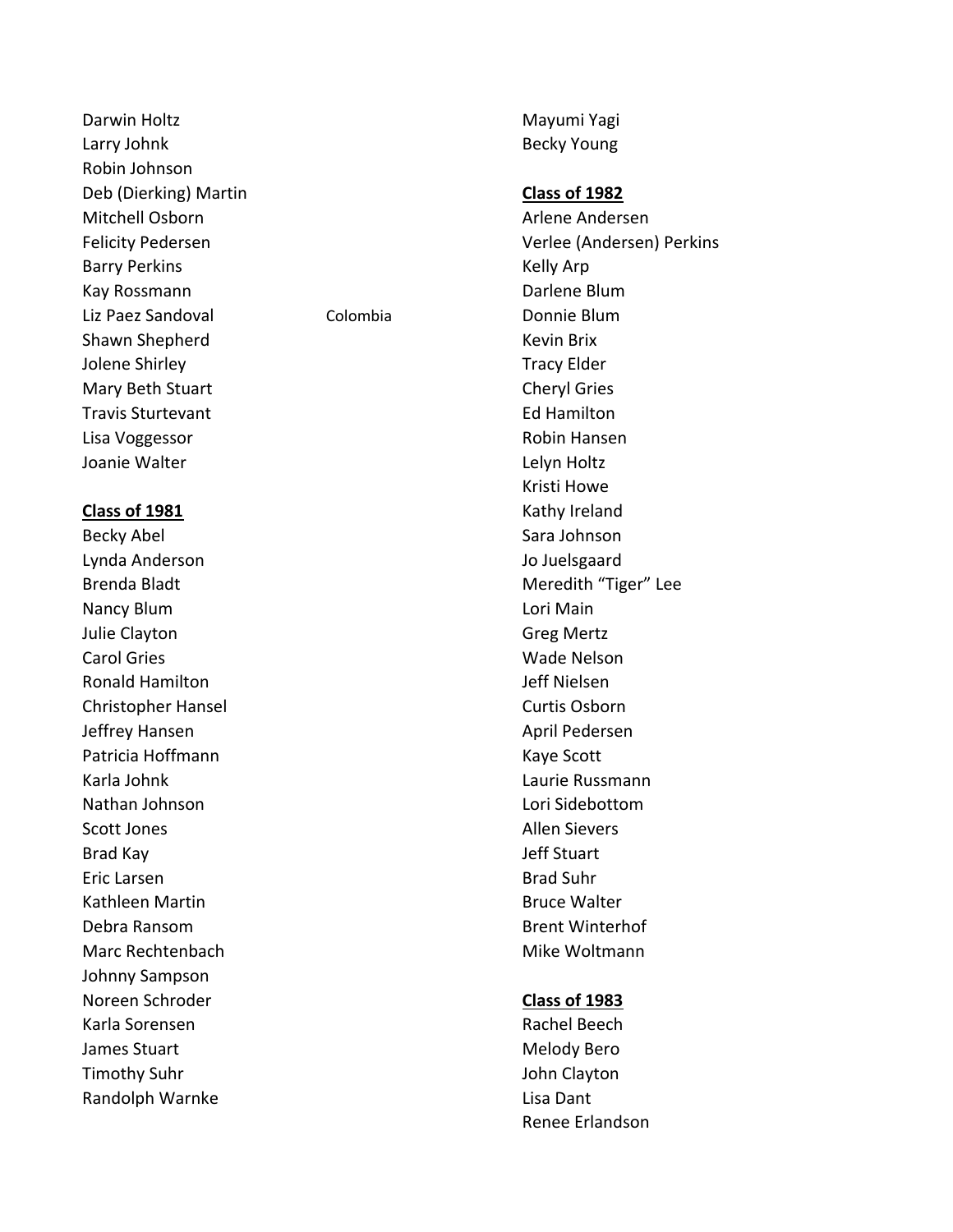Darwin Holtz
Larry Johnk
Robin Johnson
Deb (Dierking) Martin
Mitchell Osborn
Felicity Pedersen
Barry Perkins
Kay Rossmann
Liz Paez Sandoval Colombia
Shawn Shepherd
Jolene Shirley
Mary Beth Stuart
Travis Sturtevant
Lisa Voggessor
Joanie Walter

**Class of 1981**

Becky Abel
Lynda Anderson
Brenda Bladt
Nancy Blum
Julie Clayton
Carol Gries
Ronald Hamilton
Christopher Hansel
Jeffrey Hansen
Patricia Hoffmann
Karla Johnk
Nathan Johnson
Scott Jones
Brad Kay
Eric Larsen
Kathleen Martin
Debra Ransom
Marc Rechtenbach
Johnny Sampson
Noreen Schroder
Karla Sorensen
James Stuart
Timothy Suhr
Randolph Warnke

Mayumi Yagi
Becky Young

**Class of 1982**

Arlene Andersen
Verlee (Andersen) Perkins
Kelly Arp
Darlene Blum
Donnie Blum
Kevin Brix
Tracy Elder
Cheryl Gries
Ed Hamilton
Robin Hansen
Lelyn Holtz
Kristi Howe
Kathy Ireland
Sara Johnson
Jo Juelsgaard
Meredith "Tiger" Lee
Lori Main
Greg Mertz
Wade Nelson
Jeff Nielsen
Curtis Osborn
April Pedersen
Kaye Scott
Laurie Russmann
Lori Sidebottom
Allen Sievers
Jeff Stuart
Brad Suhr
Bruce Walter
Brent Winterhof
Mike Woltmann

**Class of 1983**

Rachel Beech
Melody Bero
John Clayton
Lisa Dant
Renee Erlandson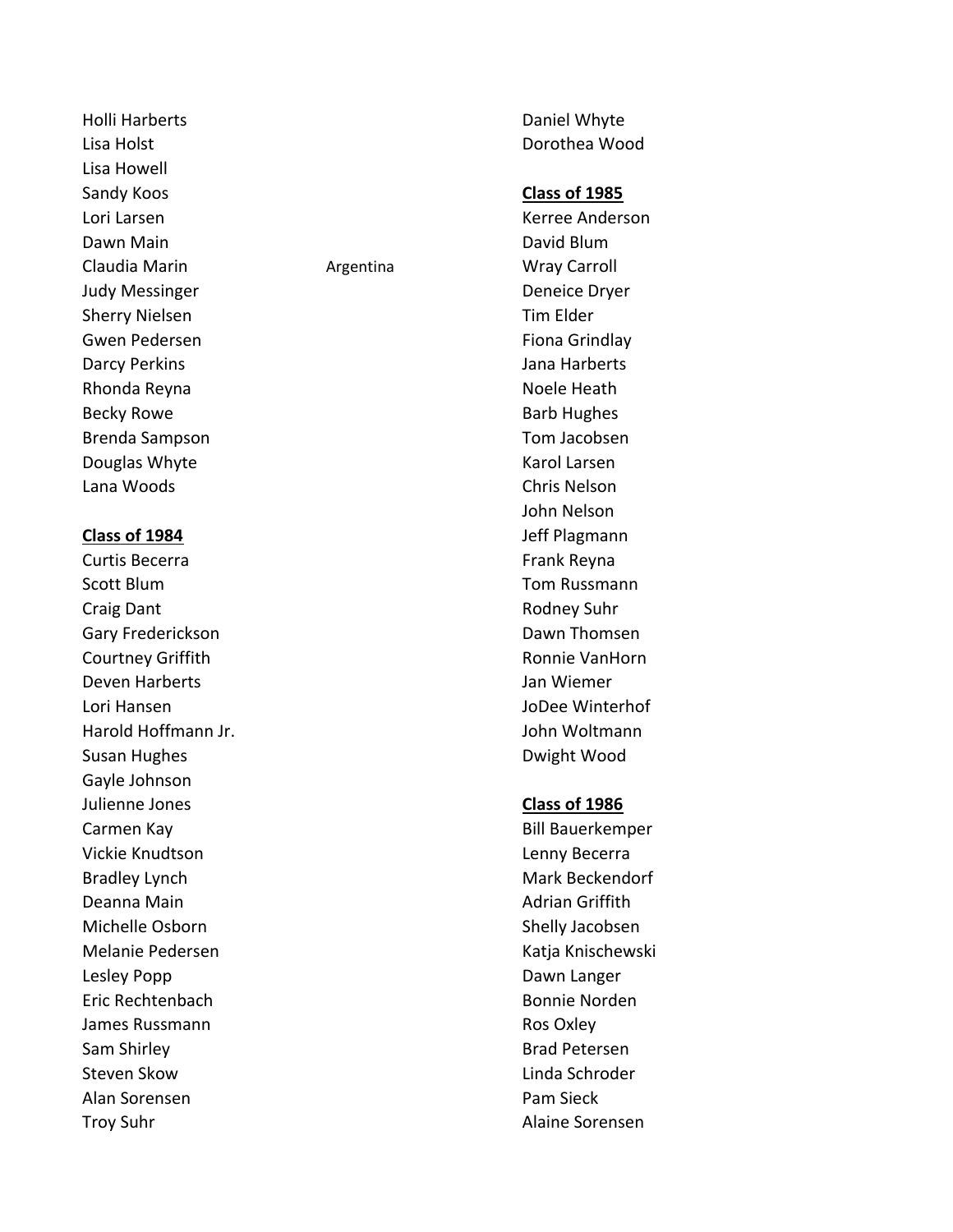Holli Harberts
Lisa Holst
Lisa Howell
Sandy Koos
Lori Larsen
Dawn Main
Claudia Marin Argentina
Judy Messinger
Sherry Nielsen
Gwen Pedersen
Darcy Perkins
Rhonda Reyna
Becky Rowe
Brenda Sampson
Douglas Whyte
Lana Woods

**Class of 1984**

Curtis Becerra
Scott Blum
Craig Dant
Gary Frederickson
Courtney Griffith
Deven Harberts
Lori Hansen
Harold Hoffmann Jr.
Susan Hughes
Gayle Johnson
Julienne Jones
Carmen Kay
Vickie Knudtson
Bradley Lynch
Deanna Main
Michelle Osborn
Melanie Pedersen
Lesley Popp
Eric Rechtenbach
James Russmann
Sam Shirley
Steven Skow
Alan Sorensen
Troy Suhr

Daniel Whyte
Dorothea Wood

**Class of 1985**

Kerree Anderson
David Blum
Wray Carroll
Deneice Dryer
Tim Elder
Fiona Grindlay
Jana Harberts
Noele Heath
Barb Hughes
Tom Jacobsen
Karol Larsen
Chris Nelson
John Nelson
Jeff Plagmann
Frank Reyna
Tom Russmann
Rodney Suhr
Dawn Thomsen
Ronnie VanHorn
Jan Wiemer
JoDee Winterhof
John Woltmann
Dwight Wood

**Class of 1986**

Bill Bauerkemper
Lenny Becerra
Mark Beckendorf
Adrian Griffith
Shelly Jacobsen
Katja Knischewski
Dawn Langer
Bonnie Norden
Ros Oxley
Brad Petersen
Linda Schroder
Pam Sieck
Alaine Sorensen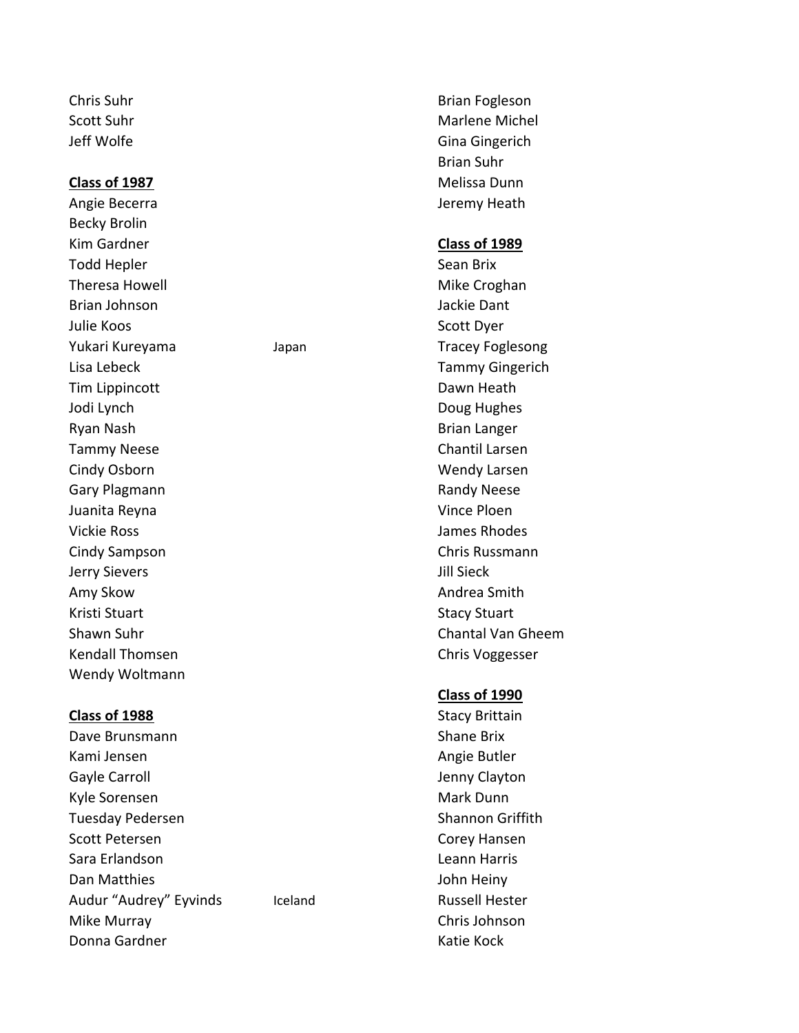Chris Suhr
Scott Suhr
Jeff Wolfe

**Class of 1987**

Angie Becerra
Becky Brolin
Kim Gardner
Todd Hepler
Theresa Howell
Brian Johnson
Julie Koos
Yukari Kureyama Japan
Lisa Lebeck
Tim Lippincott
Jodi Lynch
Ryan Nash
Tammy Neese
Cindy Osborn
Gary Plagmann
Juanita Reyna
Vickie Ross
Cindy Sampson
Jerry Sievers
Amy Skow
Kristi Stuart
Shawn Suhr
Kendall Thomsen
Wendy Woltmann

**Class of 1988**

Dave Brunsmann
Kami Jensen
Gayle Carroll
Kyle Sorensen
Tuesday Pedersen
Scott Petersen
Sara Erlandson
Dan Matthies
Audur “Audrey” Eyvinds Iceland
Mike Murray
Donna Gardner
Brian Fogleson
Marlene Michel
Gina Gingerich
Brian Suhr
Melissa Dunn
Jeremy Heath

**Class of 1989**

Sean Brix
Mike Croghan
Jackie Dant
Scott Dyer
Tracey Foglesong
Tammy Gingerich
Dawn Heath
Doug Hughes
Brian Langer
Chantil Larsen
Wendy Larsen
Randy Neese
Vince Ploen
James Rhodes
Chris Russmann
Jill Sieck
Andrea Smith
Stacy Stuart
Chantal Van Gheem
Chris Voggesser

**Class of 1990**

Stacy Brittain
Shane Brix
Angie Butler
Jenny Clayton
Mark Dunn
Shannon Griffith
Corey Hansen
Leann Harris
John Heiny
Russell Hester
Chris Johnson
Katie Kock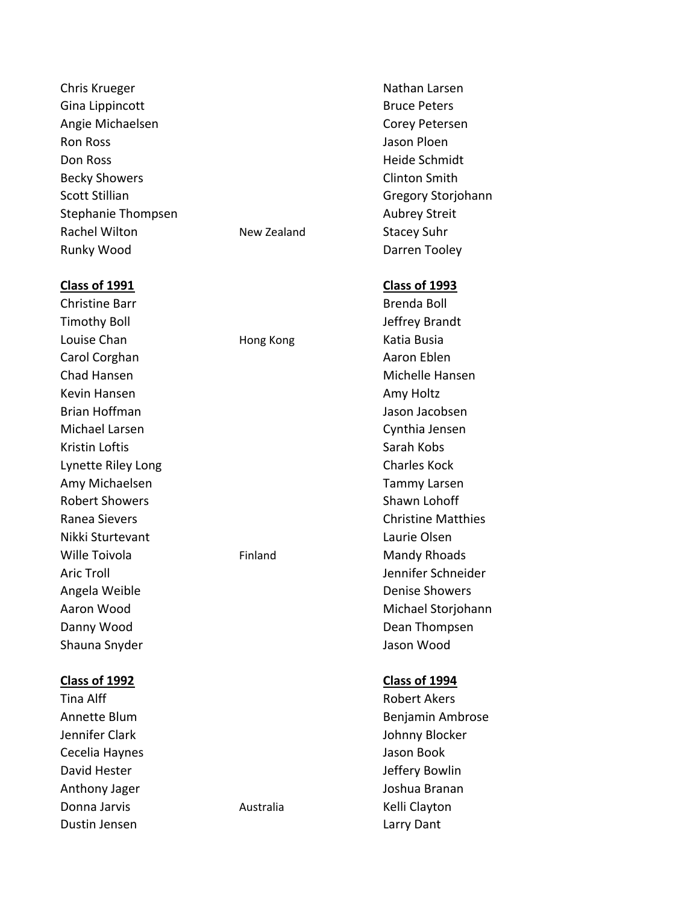Chris Krueger
Gina Lippincott
Angie Michaelsen
Ron Ross
Don Ross
Becky Showers
Scott Stillian
Stephanie Thompsen
Rachel Wilton — New Zealand
Runky Wood

**<u>Class of 1991</u>**

Christine Barr
Timothy Boll
Louise Chan — Hong Kong
Carol Corghan
Chad Hansen
Kevin Hansen
Brian Hoffman
Michael Larsen
Kristin Loftis
Lynette Riley Long
Amy Michaelsen
Robert Showers
Ranea Sievers
Nikki Sturtevant
Wille Toivola — Finland
Aric Troll
Angela Weible
Aaron Wood
Danny Wood
Shauna Snyder

**<u>Class of 1992</u>**

Tina Alff
Annette Blum
Jennifer Clark
Cecelia Haynes
David Hester
Anthony Jager
Donna Jarvis — Australia
Dustin Jensen

Nathan Larsen
Bruce Peters
Corey Petersen
Jason Ploen
Heide Schmidt
Clinton Smith
Gregory Storjohann
Aubrey Streit
Stacey Suhr
Darren Tooley

**<u>Class of 1993</u>**

Brenda Boll
Jeffrey Brandt
Katia Busia
Aaron Eblen
Michelle Hansen
Amy Holtz
Jason Jacobsen
Cynthia Jensen
Sarah Kobs
Charles Kock
Tammy Larsen
Shawn Lohoff
Christine Matthies
Laurie Olsen
Mandy Rhoads
Jennifer Schneider
Denise Showers
Michael Storjohann
Dean Thompsen
Jason Wood

**<u>Class of 1994</u>**

Robert Akers
Benjamin Ambrose
Johnny Blocker
Jason Book
Jeffery Bowlin
Joshua Branan
Kelli Clayton
Larry Dant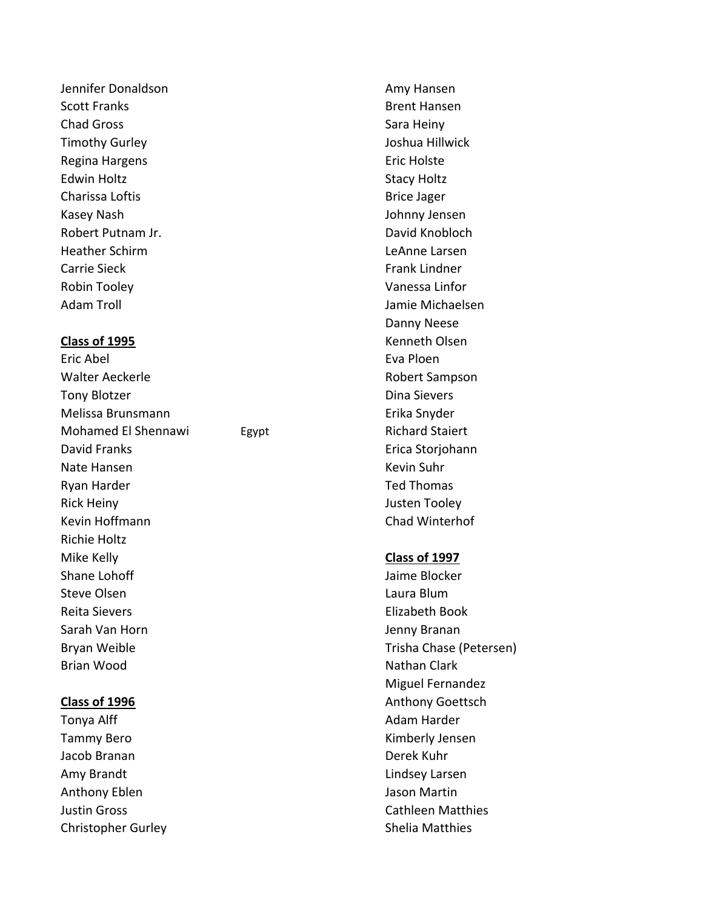Jennifer Donaldson
Scott Franks
Chad Gross
Timothy Gurley
Regina Hargens
Edwin Holtz
Charissa Loftis
Kasey Nash
Robert Putnam Jr.
Heather Schirm
Carrie Sieck
Robin Tooley
Adam Troll

**Class of 1995**

Eric Abel
Walter Aeckerle
Tony Blotzer
Melissa Brunsmann
Mohamed El Shennawi   Egypt
David Franks
Nate Hansen
Ryan Harder
Rick Heiny
Kevin Hoffmann
Richie Holtz
Mike Kelly
Shane Lohoff
Steve Olsen
Reita Sievers
Sarah Van Horn
Bryan Weible
Brian Wood

**Class of 1996**

Tonya Alff
Tammy Bero
Jacob Branan
Amy Brandt
Anthony Eblen
Justin Gross
Christopher Gurley
Amy Hansen
Brent Hansen
Sara Heiny
Joshua Hillwick
Eric Holste
Stacy Holtz
Brice Jager
Johnny Jensen
David Knobloch
LeAnne Larsen
Frank Lindner
Vanessa Linfor
Jamie Michaelsen
Danny Neese
Kenneth Olsen
Eva Ploen
Robert Sampson
Dina Sievers
Erika Snyder
Richard Staiert
Erica Storjohann
Kevin Suhr
Ted Thomas
Justen Tooley
Chad Winterhof

**Class of 1997**

Jaime Blocker
Laura Blum
Elizabeth Book
Jenny Branan
Trisha Chase (Petersen)
Nathan Clark
Miguel Fernandez
Anthony Goettsch
Adam Harder
Kimberly Jensen
Derek Kuhr
Lindsey Larsen
Jason Martin
Cathleen Matthies
Shelia Matthies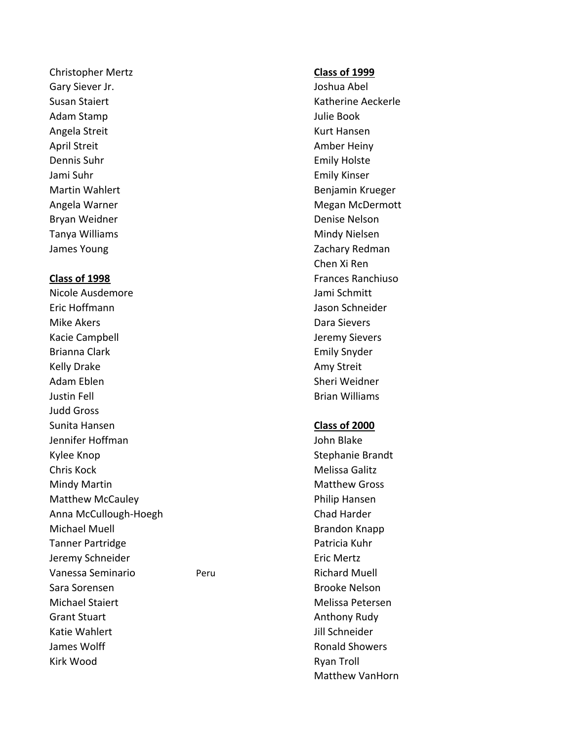Christopher Mertz
Gary Siever Jr.
Susan Staiert
Adam Stamp
Angela Streit
April Streit
Dennis Suhr
Jami Suhr
Martin Wahlert
Angela Warner
Bryan Weidner
Tanya Williams
James Young

**<u>Class of 1998</u>**

Nicole Ausdemore
Eric Hoffmann
Mike Akers
Kacie Campbell
Brianna Clark
Kelly Drake
Adam Eblen
Justin Fell
Judd Gross
Sunita Hansen
Jennifer Hoffman
Kylee Knop
Chris Kock
Mindy Martin
Matthew McCauley
Anna McCullough-Hoegh
Michael Muell
Tanner Partridge
Jeremy Schneider
Vanessa Seminario Peru
Sara Sorensen
Michael Staiert
Grant Stuart
Katie Wahlert
James Wolff
Kirk Wood

**<u>Class of 1999</u>**

Joshua Abel
Katherine Aeckerle
Julie Book
Kurt Hansen
Amber Heiny
Emily Holste
Emily Kinser
Benjamin Krueger
Megan McDermott
Denise Nelson
Mindy Nielsen
Zachary Redman
Chen Xi Ren
Frances Ranchiuso
Jami Schmitt
Jason Schneider
Dara Sievers
Jeremy Sievers
Emily Snyder
Amy Streit
Sheri Weidner
Brian Williams

**<u>Class of 2000</u>**

John Blake
Stephanie Brandt
Melissa Galitz
Matthew Gross
Philip Hansen
Chad Harder
Brandon Knapp
Patricia Kuhr
Eric Mertz
Richard Muell
Brooke Nelson
Melissa Petersen
Anthony Rudy
Jill Schneider
Ronald Showers
Ryan Troll
Matthew VanHorn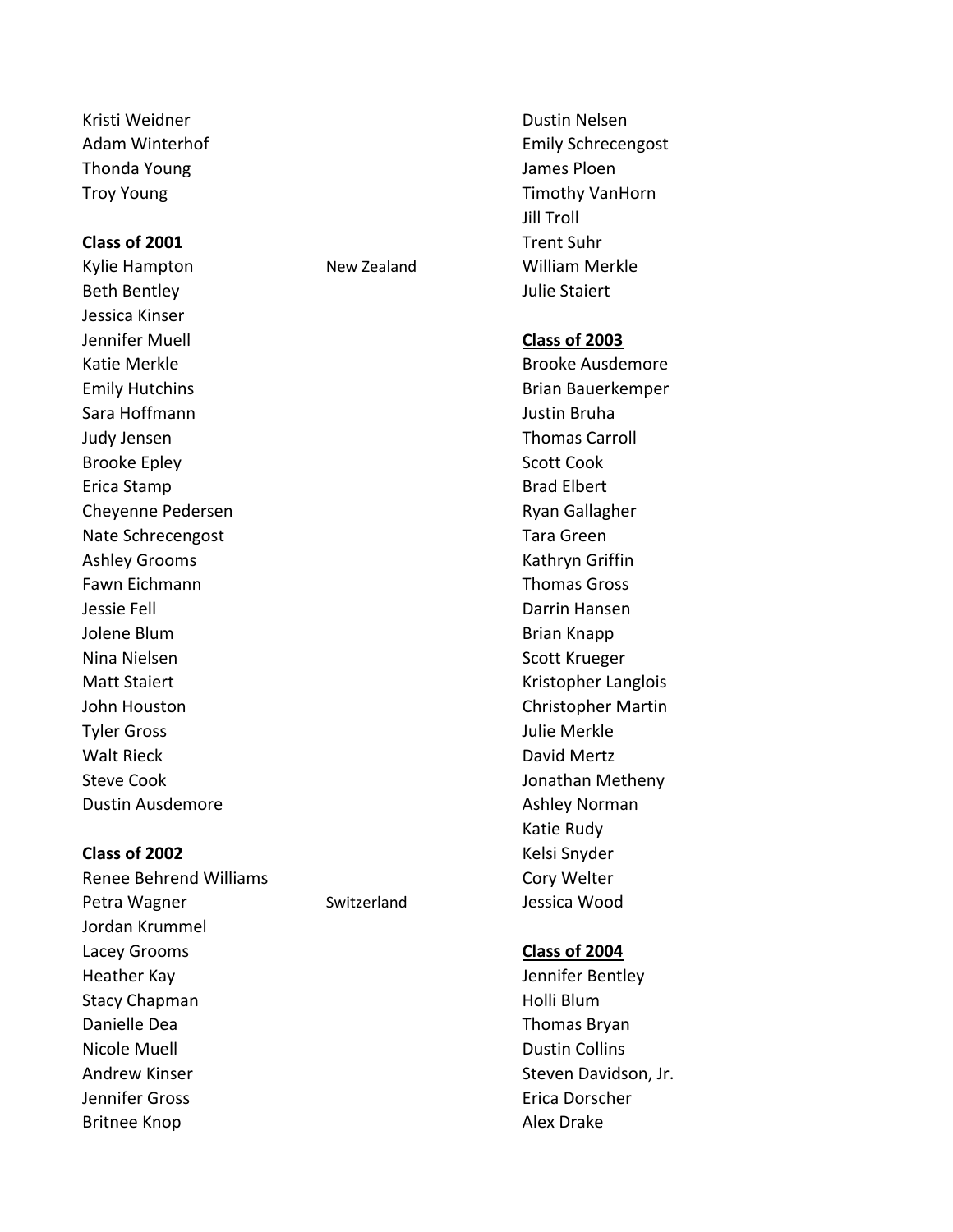Kristi Weidner
Adam Winterhof
Thonda Young
Troy Young

**Class of 2001**

Kylie Hampton New Zealand
Beth Bentley
Jessica Kinser
Jennifer Muell
Katie Merkle
Emily Hutchins
Sara Hoffmann
Judy Jensen
Brooke Epley
Erica Stamp
Cheyenne Pedersen
Nate Schrecengost
Ashley Grooms
Fawn Eichmann
Jessie Fell
Jolene Blum
Nina Nielsen
Matt Staiert
John Houston
Tyler Gross
Walt Rieck
Steve Cook
Dustin Ausdemore

**Class of 2002**

Renee Behrend Williams
Petra Wagner Switzerland
Jordan Krummel
Lacey Grooms
Heather Kay
Stacy Chapman
Danielle Dea
Nicole Muell
Andrew Kinser
Jennifer Gross
Britnee Knop
Dustin Nelsen
Emily Schrecengost
James Ploen
Timothy VanHorn
Jill Troll
Trent Suhr
William Merkle
Julie Staiert

**Class of 2003**

Brooke Ausdemore
Brian Bauerkemper
Justin Bruha
Thomas Carroll
Scott Cook
Brad Elbert
Ryan Gallagher
Tara Green
Kathryn Griffin
Thomas Gross
Darrin Hansen
Brian Knapp
Scott Krueger
Kristopher Langlois
Christopher Martin
Julie Merkle
David Mertz
Jonathan Metheny
Ashley Norman
Katie Rudy
Kelsi Snyder
Cory Welter
Jessica Wood

**Class of 2004**

Jennifer Bentley
Holli Blum
Thomas Bryan
Dustin Collins
Steven Davidson, Jr.
Erica Dorscher
Alex Drake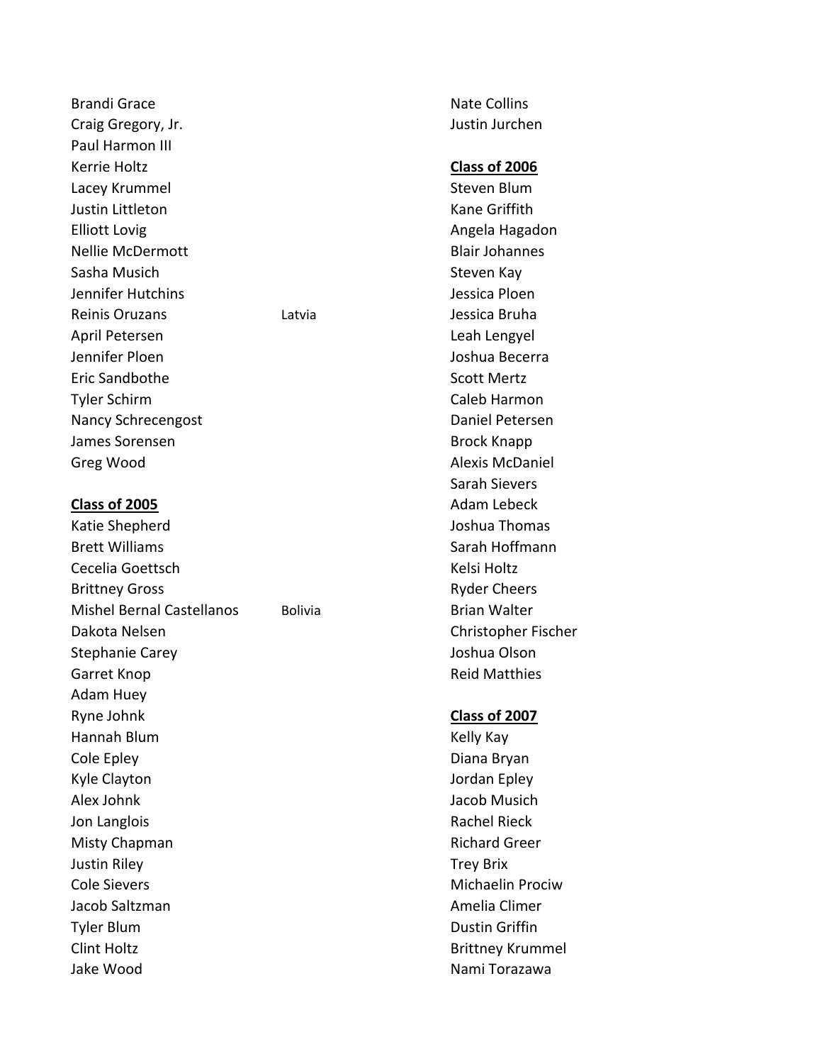Brandi Grace
Craig Gregory, Jr.
Paul Harmon III
Kerrie Holtz
Lacey Krummel
Justin Littleton
Elliott Lovig
Nellie McDermott
Sasha Musich
Jennifer Hutchins
Reinis Oruzans — Latvia
April Petersen
Jennifer Ploen
Eric Sandbothe
Tyler Schirm
Nancy Schrecengost
James Sorensen
Greg Wood

**Class of 2005**

Katie Shepherd
Brett Williams
Cecelia Goettsch
Brittney Gross
Mishel Bernal Castellanos — Bolivia
Dakota Nelsen
Stephanie Carey
Garret Knop
Adam Huey
Ryne Johnk
Hannah Blum
Cole Epley
Kyle Clayton
Alex Johnk
Jon Langlois
Misty Chapman
Justin Riley
Cole Sievers
Jacob Saltzman
Tyler Blum
Clint Holtz
Jake Wood
Nate Collins
Justin Jurchen

**Class of 2006**

Steven Blum
Kane Griffith
Angela Hagadon
Blair Johannes
Steven Kay
Jessica Ploen
Jessica Bruha
Leah Lengyel
Joshua Becerra
Scott Mertz
Caleb Harmon
Daniel Petersen
Brock Knapp
Alexis McDaniel
Sarah Sievers
Adam Lebeck
Joshua Thomas
Sarah Hoffmann
Kelsi Holtz
Ryder Cheers
Brian Walter
Christopher Fischer
Joshua Olson
Reid Matthies

**Class of 2007**

Kelly Kay
Diana Bryan
Jordan Epley
Jacob Musich
Rachel Rieck
Richard Greer
Trey Brix
Michaelin Prociw
Amelia Climer
Dustin Griffin
Brittney Krummel
Nami Torazawa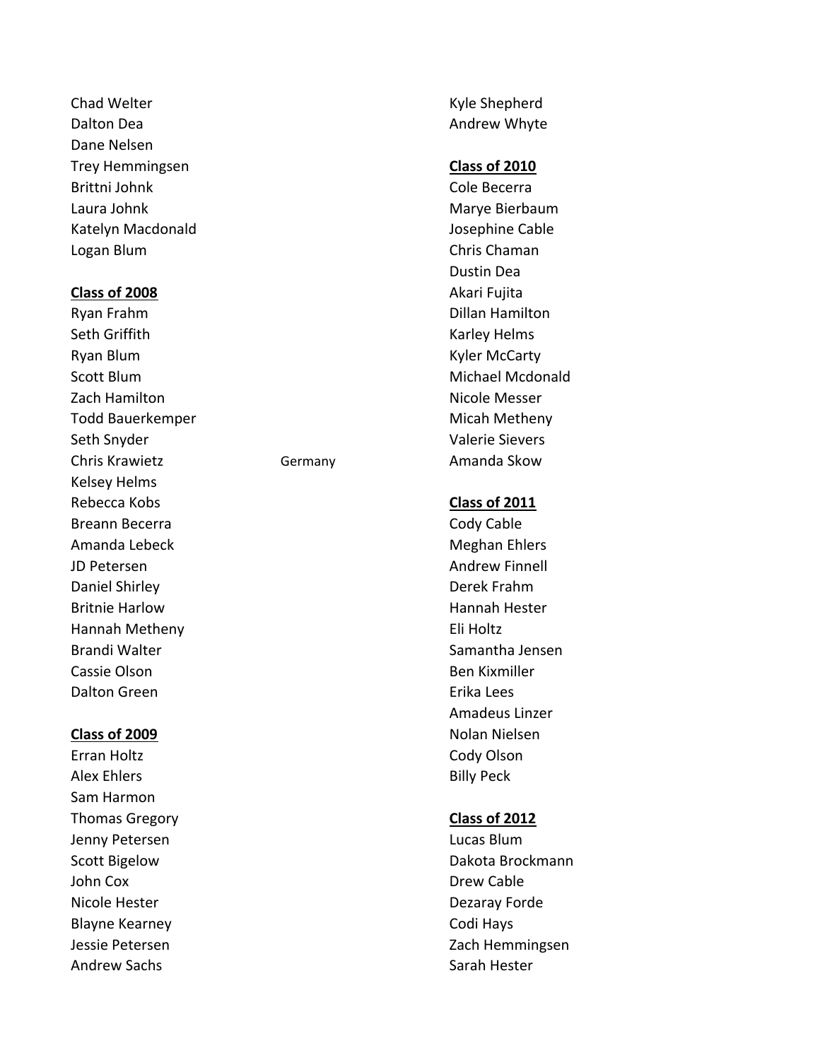Chad Welter
Dalton Dea
Dane Nelsen
Trey Hemmingsen
Brittni Johnk
Laura Johnk
Katelyn Macdonald
Logan Blum

**Class of 2008**

Ryan Frahm
Seth Griffith
Ryan Blum
Scott Blum
Zach Hamilton
Todd Bauerkemper
Seth Snyder
Chris Krawietz — Germany
Kelsey Helms
Rebecca Kobs
Breann Becerra
Amanda Lebeck
JD Petersen
Daniel Shirley
Britnie Harlow
Hannah Metheny
Brandi Walter
Cassie Olson
Dalton Green

**Class of 2009**

Erran Holtz
Alex Ehlers
Sam Harmon
Thomas Gregory
Jenny Petersen
Scott Bigelow
John Cox
Nicole Hester
Blayne Kearney
Jessie Petersen
Andrew Sachs
Kyle Shepherd
Andrew Whyte

**Class of 2010**

Cole Becerra
Marye Bierbaum
Josephine Cable
Chris Chaman
Dustin Dea
Akari Fujita
Dillan Hamilton
Karley Helms
Kyler McCarty
Michael Mcdonald
Nicole Messer
Micah Metheny
Valerie Sievers
Amanda Skow

**Class of 2011**

Cody Cable
Meghan Ehlers
Andrew Finnell
Derek Frahm
Hannah Hester
Eli Holtz
Samantha Jensen
Ben Kixmiller
Erika Lees
Amadeus Linzer
Nolan Nielsen
Cody Olson
Billy Peck

**Class of 2012**

Lucas Blum
Dakota Brockmann
Drew Cable
Dezaray Forde
Codi Hays
Zach Hemmingsen
Sarah Hester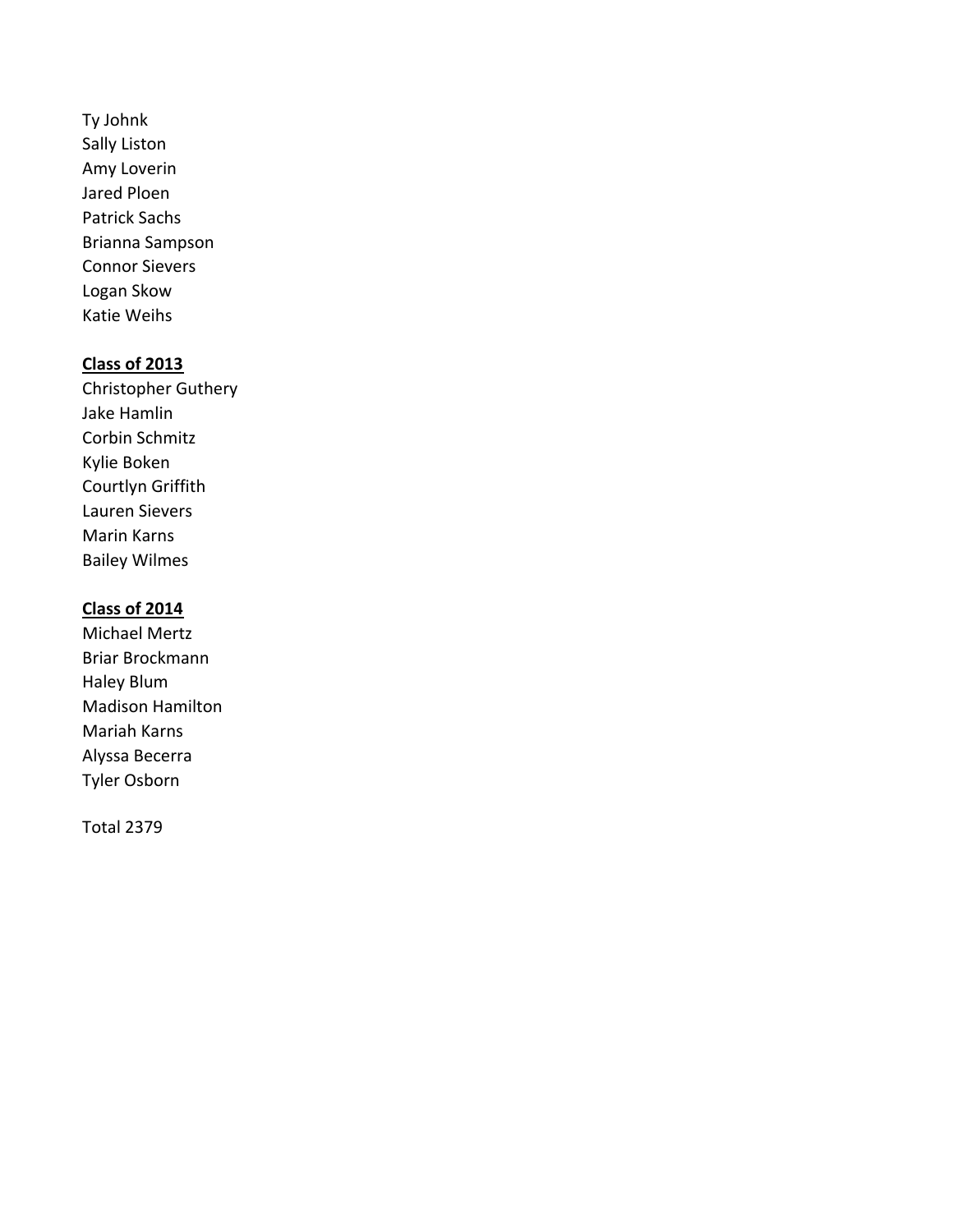Ty Johnk
Sally Liston
Amy Loverin
Jared Ploen
Patrick Sachs
Brianna Sampson
Connor Sievers
Logan Skow
Katie Weihs

**Class of 2013**

Christopher Guthery
Jake Hamlin
Corbin Schmitz
Kylie Boken
Courtlyn Griffith
Lauren Sievers
Marin Karns
Bailey Wilmes

**Class of 2014**

Michael Mertz
Briar Brockmann
Haley Blum
Madison Hamilton
Mariah Karns
Alyssa Becerra
Tyler Osborn

Total 2379